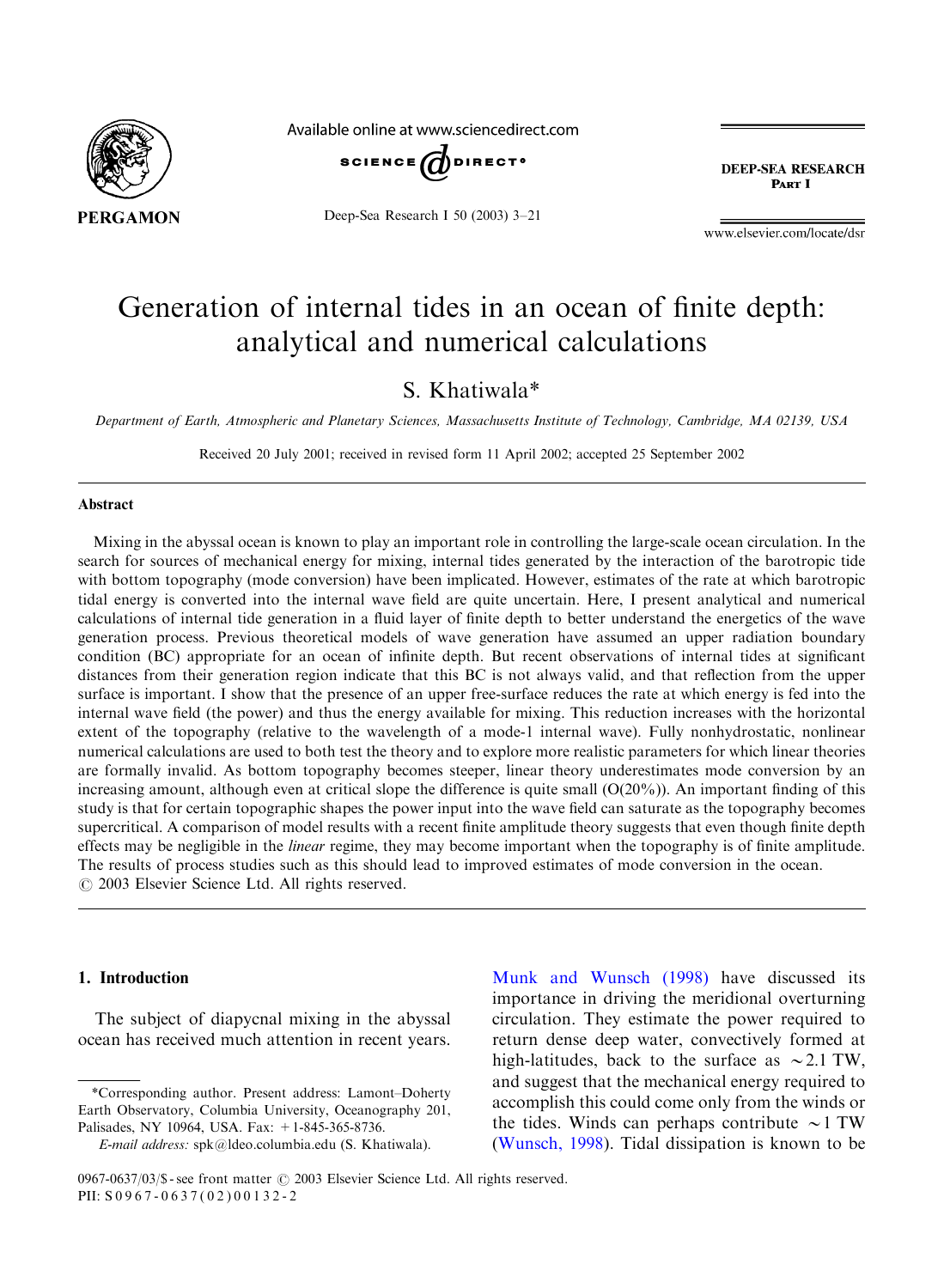# Generation of internal tides in an ocean of finite depth: analytical and numerical calculations

S. Khatiwala*

*Department of Earth, Atmospheric and Planetary Sciences, Massachusetts Institute of Technology, Cambridge, MA 02139, USA*

Received 20 July 2001; received in revised form 11 April 2002; accepted 25 September 2002

## Abstract

Mixing in the abyssal ocean is known to play an important role in controlling the large-scale ocean circulation. In the search for sources of mechanical energy for mixing, internal tides generated by the interaction of the barotropic tide with bottom topography (mode conversion) have been implicated. However, estimates of the rate at which barotropic tidal energy is converted into the internal wave field are quite uncertain. Here, I present analytical and numerical calculations of internal tide generation in a fluid layer of finite depth to better understand the energetics of the wave generation process. Previous theoretical models of wave generation have assumed an upper radiation boundary condition (BC) appropriate for an ocean of infinite depth. But recent observations of internal tides at significant distances from their generation region indicate that this BC is not always valid, and that reflection from the upper surface is important. I show that the presence of an upper free-surface reduces the rate at which energy is fed into the internal wave field (the power) and thus the energy available for mixing. This reduction increases with the horizontal extent of the topography (relative to the wavelength of a mode-1 internal wave). Fully nonhydrostatic, nonlinear numerical calculations are used to both test the theory and to explore more realistic parameters for which linear theories are formally invalid. As bottom topography becomes steeper, linear theory underestimates mode conversion by an increasing amount, although even at critical slope the difference is quite small (O(20%)). An important finding of this study is that for certain topographic shapes the power input into the wave field can saturate as the topography becomes supercritical. A comparison of model results with a recent finite amplitude theory suggests that even though finite depth effects may be negligible in the *linear* regime, they may become important when the topography is of finite amplitude. The results of process studies such as this should lead to improved estimates of mode conversion in the ocean.
© 2003 Elsevier Science Ltd. All rights reserved.

## 1. Introduction

The subject of diapycnal mixing in the abyssal ocean has received much attention in recent years. Munk and Wunsch (1998) have discussed its importance in driving the meridional overturning circulation. They estimate the power required to return dense deep water, convectively formed at high-latitudes, back to the surface as $\sim 2.1$ TW, and suggest that the mechanical energy required to accomplish this could come only from the winds or the tides. Winds can perhaps contribute $\sim 1$ TW (Wunsch, 1998). Tidal dissipation is known to be

---

*Corresponding author. Present address: Lamont–Doherty Earth Observatory, Columbia University, Oceanography 201, Palisades, NY 10964, USA. Fax: +1-845-365-8736.

*E-mail address:* spk@ldeo.columbia.edu (S. Khatiwala).

0967-0637/03/$ - see front matter © 2003 Elsevier Science Ltd. All rights reserved.
PII: S0967-0637(02)00132-2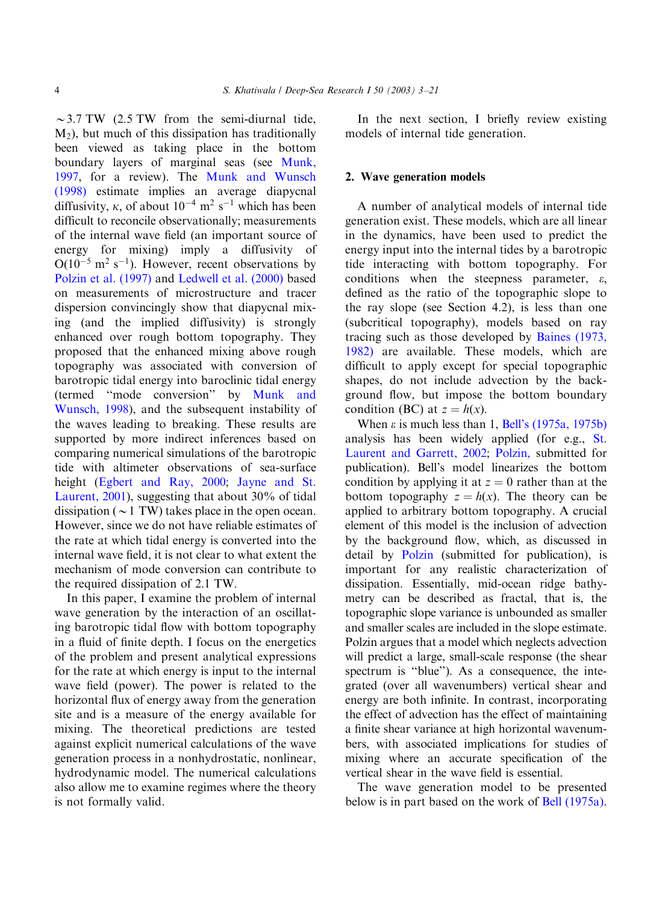~3.7 TW (2.5 TW from the semi-diurnal tide, $M_2$), but much of this dissipation has traditionally been viewed as taking place in the bottom boundary layers of marginal seas (see Munk, 1997, for a review). The Munk and Wunsch (1998) estimate implies an average diapycnal diffusivity, $\kappa$, of about $10^{-4}$ m$^2$ s$^{-1}$ which has been difficult to reconcile observationally; measurements of the internal wave field (an important source of energy for mixing) imply a diffusivity of $O(10^{-5}$ m$^2$ s$^{-1})$. However, recent observations by Polzin et al. (1997) and Ledwell et al. (2000) based on measurements of microstructure and tracer dispersion convincingly show that diapycnal mixing (and the implied diffusivity) is strongly enhanced over rough bottom topography. They proposed that the enhanced mixing above rough topography was associated with conversion of barotropic tidal energy into baroclinic tidal energy (termed "mode conversion" by Munk and Wunsch, 1998), and the subsequent instability of the waves leading to breaking. These results are supported by more indirect inferences based on comparing numerical simulations of the barotropic tide with altimeter observations of sea-surface height (Egbert and Ray, 2000; Jayne and St. Laurent, 2001), suggesting that about 30% of tidal dissipation (~1 TW) takes place in the open ocean. However, since we do not have reliable estimates of the rate at which tidal energy is converted into the internal wave field, it is not clear to what extent the mechanism of mode conversion can contribute to the required dissipation of 2.1 TW.

In this paper, I examine the problem of internal wave generation by the interaction of an oscillating barotropic tidal flow with bottom topography in a fluid of finite depth. I focus on the energetics of the problem and present analytical expressions for the rate at which energy is input to the internal wave field (power). The power is related to the horizontal flux of energy away from the generation site and is a measure of the energy available for mixing. The theoretical predictions are tested against explicit numerical calculations of the wave generation process in a nonhydrostatic, nonlinear, hydrodynamic model. The numerical calculations also allow me to examine regimes where the theory is not formally valid.

In the next section, I briefly review existing models of internal tide generation.

## 2. Wave generation models

A number of analytical models of internal tide generation exist. These models, which are all linear in the dynamics, have been used to predict the energy input into the internal tides by a barotropic tide interacting with bottom topography. For conditions when the steepness parameter, $\varepsilon$, defined as the ratio of the topographic slope to the ray slope (see Section 4.2), is less than one (subcritical topography), models based on ray tracing such as those developed by Baines (1973, 1982) are available. These models, which are difficult to apply except for special topographic shapes, do not include advection by the background flow, but impose the bottom boundary condition (BC) at $z = h(x)$.

When $\varepsilon$ is much less than 1, Bell's (1975a, 1975b) analysis has been widely applied (for e.g., St. Laurent and Garrett, 2002; Polzin, submitted for publication). Bell's model linearizes the bottom condition by applying it at $z = 0$ rather than at the bottom topography $z = h(x)$. The theory can be applied to arbitrary bottom topography. A crucial element of this model is the inclusion of advection by the background flow, which, as discussed in detail by Polzin (submitted for publication), is important for any realistic characterization of dissipation. Essentially, mid-ocean ridge bathymetry can be described as fractal, that is, the topographic slope variance is unbounded as smaller and smaller scales are included in the slope estimate. Polzin argues that a model which neglects advection will predict a large, small-scale response (the shear spectrum is "blue"). As a consequence, the integrated (over all wavenumbers) vertical shear and energy are both infinite. In contrast, incorporating the effect of advection has the effect of maintaining a finite shear variance at high horizontal wavenumbers, with associated implications for studies of mixing where an accurate specification of the vertical shear in the wave field is essential.

The wave generation model to be presented below is in part based on the work of Bell (1975a).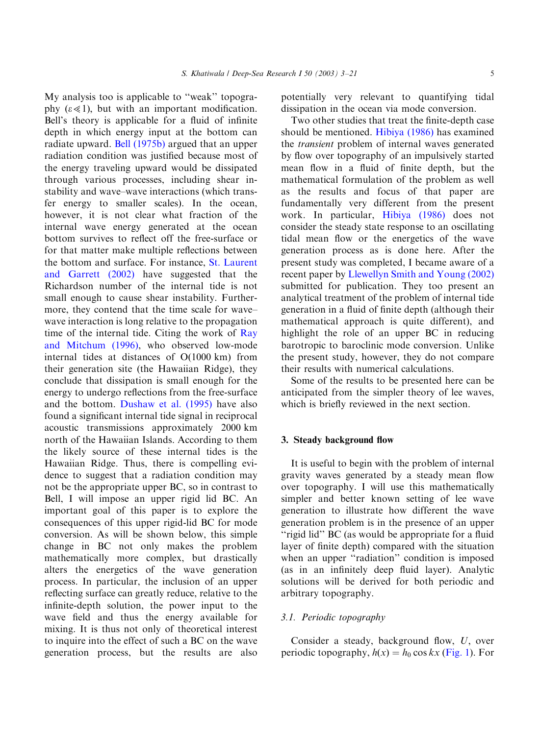My analysis too is applicable to "weak" topography ($\varepsilon \ll 1$), but with an important modification. Bell's theory is applicable for a fluid of infinite depth in which energy input at the bottom can radiate upward. Bell (1975b) argued that an upper radiation condition was justified because most of the energy traveling upward would be dissipated through various processes, including shear instability and wave–wave interactions (which transfer energy to smaller scales). In the ocean, however, it is not clear what fraction of the internal wave energy generated at the ocean bottom survives to reflect off the free-surface or for that matter make multiple reflections between the bottom and surface. For instance, St. Laurent and Garrett (2002) have suggested that the Richardson number of the internal tide is not small enough to cause shear instability. Furthermore, they contend that the time scale for wave–wave interaction is long relative to the propagation time of the internal tide. Citing the work of Ray and Mitchum (1996), who observed low-mode internal tides at distances of O(1000 km) from their generation site (the Hawaiian Ridge), they conclude that dissipation is small enough for the energy to undergo reflections from the free-surface and the bottom. Dushaw et al. (1995) have also found a significant internal tide signal in reciprocal acoustic transmissions approximately 2000 km north of the Hawaiian Islands. According to them the likely source of these internal tides is the Hawaiian Ridge. Thus, there is compelling evidence to suggest that a radiation condition may not be the appropriate upper BC, so in contrast to Bell, I will impose an upper rigid lid BC. An important goal of this paper is to explore the consequences of this upper rigid-lid BC for mode conversion. As will be shown below, this simple change in BC not only makes the problem mathematically more complex, but drastically alters the energetics of the wave generation process. In particular, the inclusion of an upper reflecting surface can greatly reduce, relative to the infinite-depth solution, the power input to the wave field and thus the energy available for mixing. It is thus not only of theoretical interest to inquire into the effect of such a BC on the wave generation process, but the results are also potentially very relevant to quantifying tidal dissipation in the ocean via mode conversion.

Two other studies that treat the finite-depth case should be mentioned. Hibiya (1986) has examined the *transient* problem of internal waves generated by flow over topography of an impulsively started mean flow in a fluid of finite depth, but the mathematical formulation of the problem as well as the results and focus of that paper are fundamentally very different from the present work. In particular, Hibiya (1986) does not consider the steady state response to an oscillating tidal mean flow or the energetics of the wave generation process as is done here. After the present study was completed, I became aware of a recent paper by Llewellyn Smith and Young (2002) submitted for publication. They too present an analytical treatment of the problem of internal tide generation in a fluid of finite depth (although their mathematical approach is quite different), and highlight the role of an upper BC in reducing barotropic to baroclinic mode conversion. Unlike the present study, however, they do not compare their results with numerical calculations.

Some of the results to be presented here can be anticipated from the simpler theory of lee waves, which is briefly reviewed in the next section.

## 3. Steady background flow

It is useful to begin with the problem of internal gravity waves generated by a steady mean flow over topography. I will use this mathematically simpler and better known setting of lee wave generation to illustrate how different the wave generation problem is in the presence of an upper "rigid lid" BC (as would be appropriate for a fluid layer of finite depth) compared with the situation when an upper "radiation" condition is imposed (as in an infinitely deep fluid layer). Analytic solutions will be derived for both periodic and arbitrary topography.

### 3.1. Periodic topography

Consider a steady, background flow, $U$, over periodic topography, $h(x) = h_0 \cos kx$ (Fig. 1). For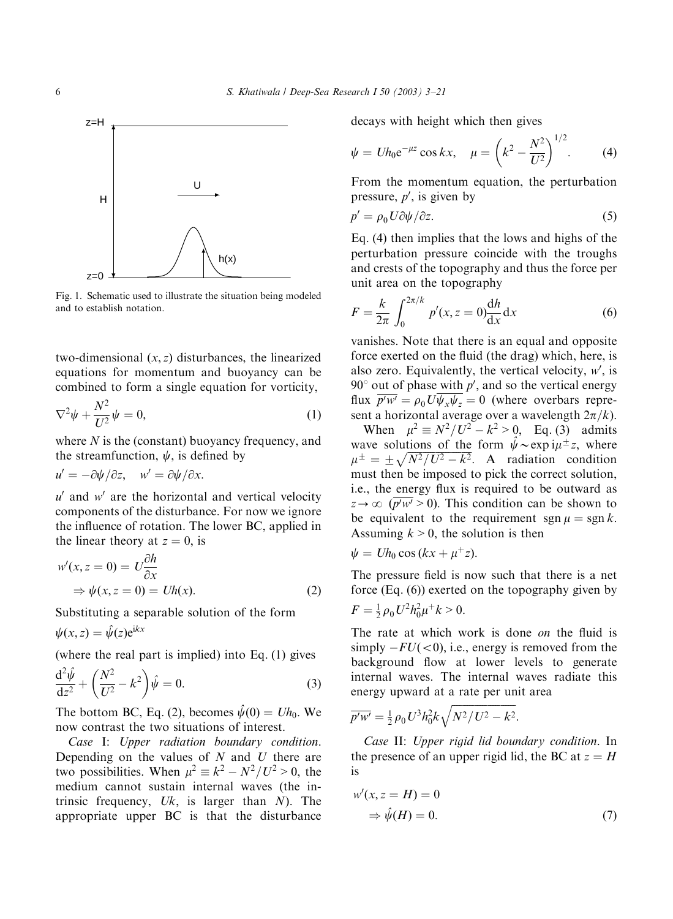Fig. 1. Schematic used to illustrate the situation being modeled and to establish notation.

two-dimensional $(x, z)$ disturbances, the linearized equations for momentum and buoyancy can be combined to form a single equation for vorticity,

$$\nabla^2 \psi + \frac{N^2}{U^2} \psi = 0, \tag{1}$$

where $N$ is the (constant) buoyancy frequency, and the streamfunction, $\psi$, is defined by

$$u' = -\partial \psi / \partial z, \quad w' = \partial \psi / \partial x.$$

$u'$ and $w'$ are the horizontal and vertical velocity components of the disturbance. For now we ignore the influence of rotation. The lower BC, applied in the linear theory at $z = 0$, is

$$w'(x, z = 0) = U \frac{\partial h}{\partial x} \Rightarrow \psi(x, z = 0) = Uh(x). \tag{2}$$

Substituting a separable solution of the form

$$\psi(x, z) = \hat{\psi}(z) e^{ikx}$$

(where the real part is implied) into Eq. (1) gives

$$\frac{d^2 \hat{\psi}}{dz^2} + \left( \frac{N^2}{U^2} - k^2 \right) \hat{\psi} = 0. \tag{3}$$

The bottom BC, Eq. (2), becomes $\hat{\psi}(0) = Uh_0$. We now contrast the two situations of interest.

*Case* I: *Upper radiation boundary condition*. Depending on the values of $N$ and $U$ there are two possibilities. When $\mu^2 \equiv k^2 - N^2/U^2 > 0$, the medium cannot sustain internal waves (the intrinsic frequency, $Uk$, is larger than $N$). The appropriate upper BC is that the disturbance decays with height which then gives

$$\psi = Uh_0 e^{-\mu z} \cos kx, \quad \mu = \left( k^2 - \frac{N^2}{U^2} \right)^{1/2}. \tag{4}$$

From the momentum equation, the perturbation pressure, $p'$, is given by

$$p' = \rho_0 U \partial \psi / \partial z. \tag{5}$$

Eq. (4) then implies that the lows and highs of the perturbation pressure coincide with the troughs and crests of the topography and thus the force per unit area on the topography

$$F = \frac{k}{2\pi} \int_0^{2\pi/k} p'(x, z = 0) \frac{dh}{dx} dx \tag{6}$$

vanishes. Note that there is an equal and opposite force exerted on the fluid (the drag) which, here, is also zero. Equivalently, the vertical velocity, $w'$, is $90^\circ$ out of phase with $p'$, and so the vertical energy flux $\overline{p'w'} = \rho_0 U \overline{\psi_x \psi_z} = 0$ (where overbars represent a horizontal average over a wavelength $2\pi/k$).

When $\mu^2 \equiv N^2/U^2 - k^2 > 0$, Eq. (3) admits wave solutions of the form $\hat{\psi} \sim \exp i\mu^{\pm} z$, where $\mu^{\pm} = \pm \sqrt{N^2/U^2 - k^2}$. A radiation condition must then be imposed to pick the correct solution, i.e., the energy flux is required to be outward as $z \to \infty$ ($\overline{p'w'} > 0$). This condition can be shown to be equivalent to the requirement $\text{sgn}\, \mu = \text{sgn}\, k$. Assuming $k > 0$, the solution is then

$$\psi = Uh_0 \cos(kx + \mu^+ z).$$

The pressure field is now such that there is a net force (Eq. (6)) exerted on the topography given by

$$F = \tfrac{1}{2} \rho_0 U^2 h_0^2 \mu^+ k > 0.$$

The rate at which work is done *on* the fluid is simply $-FU (< 0)$, i.e., energy is removed from the background flow at lower levels to generate internal waves. The internal waves radiate this energy upward at a rate per unit area

$$\overline{p'w'} = \tfrac{1}{2} \rho_0 U^3 h_0^2 k \sqrt{N^2/U^2 - k^2}.$$

*Case* II: *Upper rigid lid boundary condition*. In the presence of an upper rigid lid, the BC at $z = H$ is

$$w'(x, z = H) = 0 \Rightarrow \hat{\psi}(H) = 0. \tag{7}$$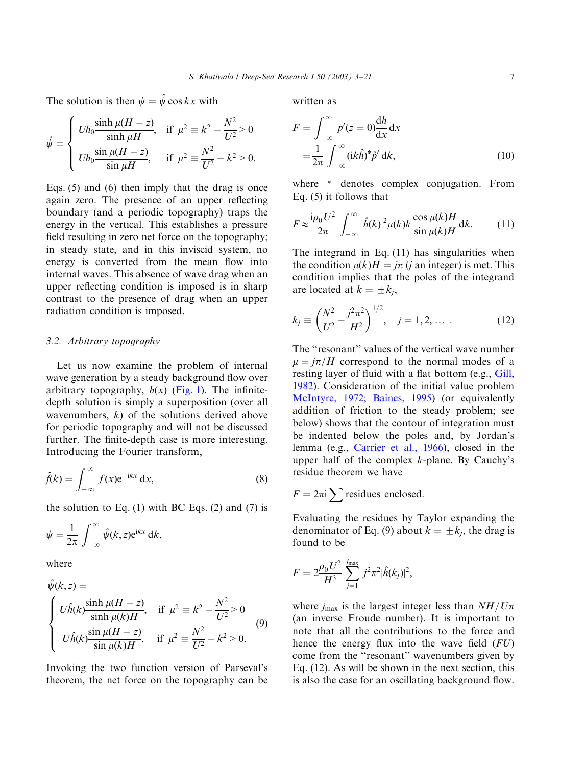The solution is then $\psi = \hat{\psi} \cos kx$ with

$$\hat{\psi} = \begin{cases} Uh_0 \dfrac{\sinh \mu(H-z)}{\sinh \mu H}, & \text{if } \mu^2 \equiv k^2 - \dfrac{N^2}{U^2} > 0 \\ Uh_0 \dfrac{\sin \mu(H-z)}{\sin \mu H}, & \text{if } \mu^2 \equiv \dfrac{N^2}{U^2} - k^2 > 0. \end{cases}$$

Eqs. (5) and (6) then imply that the drag is once again zero. The presence of an upper reflecting boundary (and a periodic topography) traps the energy in the vertical. This establishes a pressure field resulting in zero net force on the topography; in steady state, and in this inviscid system, no energy is converted from the mean flow into internal waves. This absence of wave drag when an upper reflecting condition is imposed is in sharp contrast to the presence of drag when an upper radiation condition is imposed.

### 3.2. Arbitrary topography

Let us now examine the problem of internal wave generation by a steady background flow over arbitrary topography, $h(x)$ (Fig. 1). The infinite-depth solution is simply a superposition (over all wavenumbers, $k$) of the solutions derived above for periodic topography and will not be discussed further. The finite-depth case is more interesting. Introducing the Fourier transform,

$$\hat{f}(k) = \int_{-\infty}^{\infty} f(x) e^{-ikx} \, dx, \tag{8}$$

the solution to Eq. (1) with BC Eqs. (2) and (7) is

$$\psi = \frac{1}{2\pi} \int_{-\infty}^{\infty} \hat{\psi}(k, z) e^{ikx} \, dk,$$

where

$$\hat{\psi}(k,z) = \begin{cases} U\hat{h}(k) \dfrac{\sinh \mu(H-z)}{\sinh \mu(k)H}, & \text{if } \mu^2 \equiv k^2 - \dfrac{N^2}{U^2} > 0 \\ U\hat{h}(k) \dfrac{\sin \mu(H-z)}{\sin \mu(k)H}, & \text{if } \mu^2 \equiv \dfrac{N^2}{U^2} - k^2 > 0. \end{cases} \tag{9}$$

Invoking the two function version of Parseval's theorem, the net force on the topography can be written as

$$\begin{aligned} F &= \int_{-\infty}^{\infty} p'(z=0) \frac{dh}{dx} \, dx \\ &= \frac{1}{2\pi} \int_{-\infty}^{\infty} (ik\hat{h})^* \hat{p}' \, dk, \end{aligned} \tag{10}$$

where $^*$ denotes complex conjugation. From Eq. (5) it follows that

$$F \approx \frac{i\rho_0 U^2}{2\pi} \int_{-\infty}^{\infty} |\hat{h}(k)|^2 \mu(k) k \frac{\cos \mu(k)H}{\sin \mu(k)H} \, dk. \tag{11}$$

The integrand in Eq. (11) has singularities when the condition $\mu(k)H = j\pi$ ($j$ an integer) is met. This condition implies that the poles of the integrand are located at $k = \pm k_j$,

$$k_j \equiv \left( \frac{N^2}{U^2} - \frac{j^2\pi^2}{H^2} \right)^{1/2}, \quad j = 1, 2, \ldots \,. \tag{12}$$

The "resonant" values of the vertical wave number $\mu = j\pi/H$ correspond to the normal modes of a resting layer of fluid with a flat bottom (e.g., Gill, 1982). Consideration of the initial value problem McIntyre, 1972; Baines, 1995) (or equivalently addition of friction to the steady problem; see below) shows that the contour of integration must be indented below the poles and, by Jordan's lemma (e.g., Carrier et al., 1966), closed in the upper half of the complex $k$-plane. By Cauchy's residue theorem we have

$$F = 2\pi i \sum \text{residues enclosed}.$$

Evaluating the residues by Taylor expanding the denominator of Eq. (9) about $k = \pm k_j$, the drag is found to be

$$F = 2\frac{\rho_0 U^2}{H^3} \sum_{j=1}^{j_{\max}} j^2 \pi^2 |\hat{h}(k_j)|^2,$$

where $j_{\max}$ is the largest integer less than $NH/U\pi$ (an inverse Froude number). It is important to note that all the contributions to the force and hence the energy flux into the wave field ($FU$) come from the "resonant" wavenumbers given by Eq. (12). As will be shown in the next section, this is also the case for an oscillating background flow.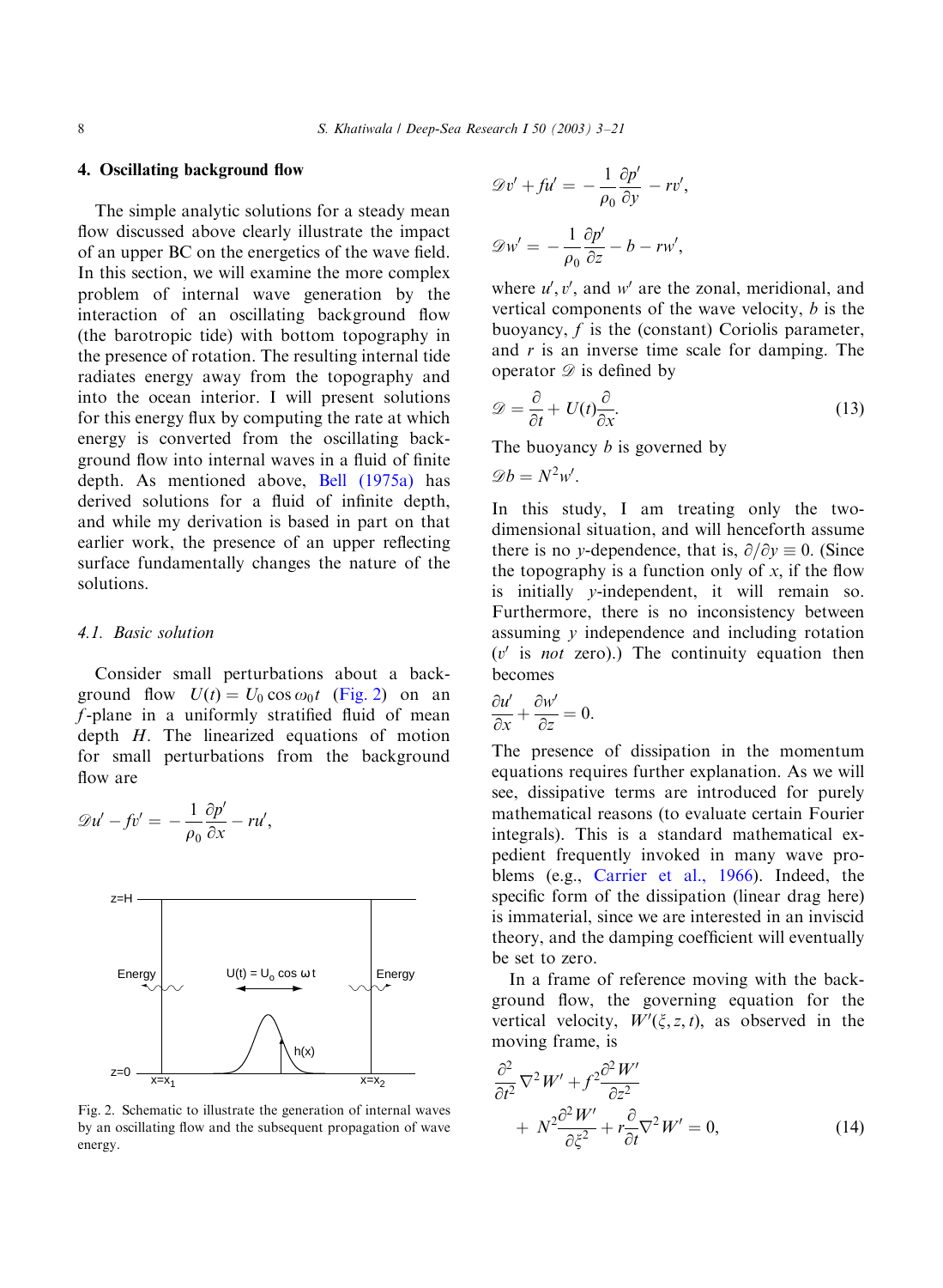## 4. Oscillating background flow

The simple analytic solutions for a steady mean flow discussed above clearly illustrate the impact of an upper BC on the energetics of the wave field. In this section, we will examine the more complex problem of internal wave generation by the interaction of an oscillating background flow (the barotropic tide) with bottom topography in the presence of rotation. The resulting internal tide radiates energy away from the topography and into the ocean interior. I will present solutions for this energy flux by computing the rate at which energy is converted from the oscillating background flow into internal waves in a fluid of finite depth. As mentioned above, Bell (1975a) has derived solutions for a fluid of infinite depth, and while my derivation is based in part on that earlier work, the presence of an upper reflecting surface fundamentally changes the nature of the solutions.

### 4.1. Basic solution

Consider small perturbations about a background flow $U(t) = U_0 \cos \omega_0 t$ (Fig. 2) on an $f$-plane in a uniformly stratified fluid of mean depth $H$. The linearized equations of motion for small perturbations from the background flow are

$$\mathscr{D}u' - fv' = -\frac{1}{\rho_0}\frac{\partial p'}{\partial x} - ru',$$

Fig. 2. Schematic to illustrate the generation of internal waves by an oscillating flow and the subsequent propagation of wave energy.

$$\mathscr{D}v' + fu' = -\frac{1}{\rho_0}\frac{\partial p'}{\partial y} - rv',$$

$$\mathscr{D}w' = -\frac{1}{\rho_0}\frac{\partial p'}{\partial z} - b - rw',$$

where $u'$, $v'$, and $w'$ are the zonal, meridional, and vertical components of the wave velocity, $b$ is the buoyancy, $f$ is the (constant) Coriolis parameter, and $r$ is an inverse time scale for damping. The operator $\mathscr{D}$ is defined by

$$\mathscr{D} = \frac{\partial}{\partial t} + U(t)\frac{\partial}{\partial x}. \tag{13}$$

The buoyancy $b$ is governed by

$$\mathscr{D}b = N^2 w'.$$

In this study, I am treating only the two-dimensional situation, and will henceforth assume there is no $y$-dependence, that is, $\partial/\partial y \equiv 0$. (Since the topography is a function only of $x$, if the flow is initially $y$-independent, it will remain so. Furthermore, there is no inconsistency between assuming $y$ independence and including rotation ($v'$ is *not* zero).) The continuity equation then becomes

$$\frac{\partial u'}{\partial x} + \frac{\partial w'}{\partial z} = 0.$$

The presence of dissipation in the momentum equations requires further explanation. As we will see, dissipative terms are introduced for purely mathematical reasons (to evaluate certain Fourier integrals). This is a standard mathematical expedient frequently invoked in many wave problems (e.g., Carrier et al., 1966). Indeed, the specific form of the dissipation (linear drag here) is immaterial, since we are interested in an inviscid theory, and the damping coefficient will eventually be set to zero.

In a frame of reference moving with the background flow, the governing equation for the vertical velocity, $W'(\xi, z, t)$, as observed in the moving frame, is

$$\frac{\partial^2}{\partial t^2}\nabla^2 W' + f^2\frac{\partial^2 W'}{\partial z^2} + N^2\frac{\partial^2 W'}{\partial \xi^2} + r\frac{\partial}{\partial t}\nabla^2 W' = 0, \tag{14}$$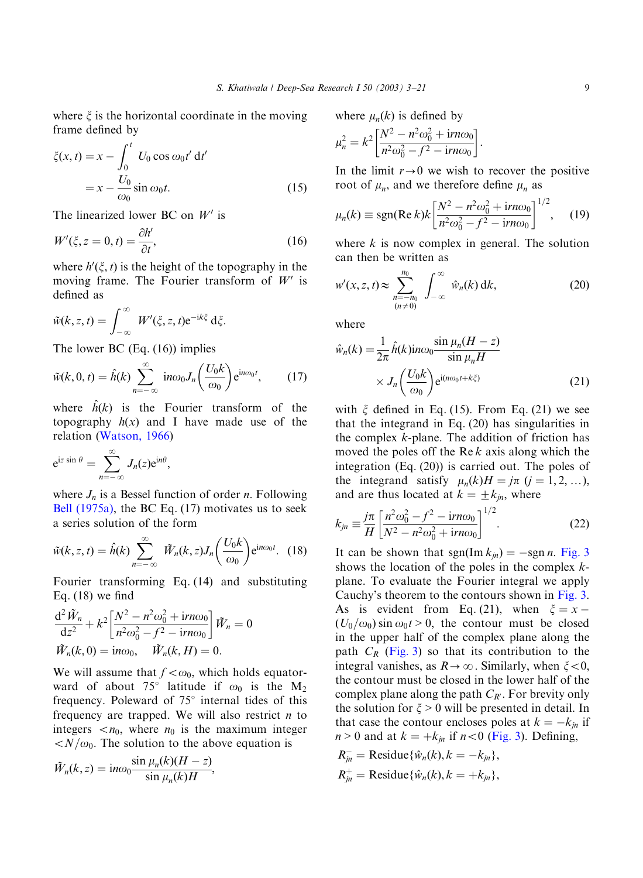where $\xi$ is the horizontal coordinate in the moving frame defined by

$$\xi(x,t) = x - \int_0^t U_0 \cos \omega_0 t' \, \mathrm{d}t' = x - \frac{U_0}{\omega_0} \sin \omega_0 t. \qquad (15)$$

The linearized lower BC on $W'$ is

$$W'(\xi, z=0, t) = \frac{\partial h'}{\partial t}, \qquad (16)$$

where $h'(\xi, t)$ is the height of the topography in the moving frame. The Fourier transform of $W'$ is defined as

$$\tilde{w}(k,z,t) = \int_{-\infty}^{\infty} W'(\xi,z,t) \mathrm{e}^{-\mathrm{i}k\xi} \, \mathrm{d}\xi.$$

The lower BC (Eq. (16)) implies

$$\tilde{w}(k,0,t) = \hat{h}(k) \sum_{n=-\infty}^{\infty} \mathrm{i}n\omega_0 J_n\left(\frac{U_0 k}{\omega_0}\right) \mathrm{e}^{\mathrm{i}n\omega_0 t}, \qquad (17)$$

where $\hat{h}(k)$ is the Fourier transform of the topography $h(x)$ and I have made use of the relation (Watson, 1966)

$$\mathrm{e}^{\mathrm{i}z \sin\theta} = \sum_{n=-\infty}^{\infty} J_n(z) \mathrm{e}^{\mathrm{i}n\theta},$$

where $J_n$ is a Bessel function of order $n$. Following Bell (1975a), the BC Eq. (17) motivates us to seek a series solution of the form

$$\tilde{w}(k,z,t) = \hat{h}(k) \sum_{n=-\infty}^{\infty} \tilde{W}_n(k,z) J_n\left(\frac{U_0 k}{\omega_0}\right) \mathrm{e}^{\mathrm{i}n\omega_0 t}. \qquad (18)$$

Fourier transforming Eq. (14) and substituting Eq. (18) we find

$$\frac{\mathrm{d}^2 \tilde{W}_n}{\mathrm{d}z^2} + k^2 \left[\frac{N^2 - n^2\omega_0^2 + \mathrm{i}rn\omega_0}{n^2\omega_0^2 - f^2 - \mathrm{i}rn\omega_0}\right] \tilde{W}_n = 0$$

$$\tilde{W}_n(k,0) = \mathrm{i}n\omega_0, \qquad \tilde{W}_n(k,H) = 0.$$

We will assume that $f < \omega_0$, which holds equatorward of about 75° latitude if $\omega_0$ is the $M_2$ frequency. Poleward of 75° internal tides of this frequency are trapped. We will also restrict $n$ to integers $< n_0$, where $n_0$ is the maximum integer $< N/\omega_0$. The solution to the above equation is

$$\tilde{W}_n(k,z) = \mathrm{i}n\omega_0 \frac{\sin \mu_n(k)(H-z)}{\sin \mu_n(k) H},$$

where $\mu_n(k)$ is defined by

$$\mu_n^2 = k^2 \left[\frac{N^2 - n^2\omega_0^2 + \mathrm{i}rn\omega_0}{n^2\omega_0^2 - f^2 - \mathrm{i}rn\omega_0}\right].$$

In the limit $r \to 0$ we wish to recover the positive root of $\mu_n$, and we therefore define $\mu_n$ as

$$\mu_n(k) \equiv \operatorname{sgn}(\operatorname{Re} k) k \left[\frac{N^2 - n^2\omega_0^2 + \mathrm{i}rn\omega_0}{n^2\omega_0^2 - f^2 - \mathrm{i}rn\omega_0}\right]^{1/2}, \qquad (19)$$

where $k$ is now complex in general. The solution can then be written as

$$w'(x,z,t) \approx \sum_{\substack{n=-n_0 \\ (n \neq 0)}}^{n_0} \int_{-\infty}^{\infty} \hat{w}_n(k) \, \mathrm{d}k, \qquad (20)$$

where

$$\hat{w}_n(k) = \frac{1}{2\pi} \hat{h}(k) \mathrm{i}n\omega_0 \frac{\sin \mu_n(H-z)}{\sin \mu_n H} \times J_n\left(\frac{U_0 k}{\omega_0}\right) \mathrm{e}^{\mathrm{i}(n\omega_0 t + k\xi)} \qquad (21)$$

with $\xi$ defined in Eq. (15). From Eq. (21) we see that the integrand in Eq. (20) has singularities in the complex $k$-plane. The addition of friction has moved the poles off the $\operatorname{Re} k$ axis along which the integration (Eq. (20)) is carried out. The poles of the integrand satisfy $\mu_n(k)H = j\pi$ $(j = 1, 2, \ldots)$, and are thus located at $k = \pm k_{jn}$, where

$$k_{jn} \equiv \frac{j\pi}{H} \left[\frac{n^2\omega_0^2 - f^2 - \mathrm{i}rn\omega_0}{N^2 - n^2\omega_0^2 + \mathrm{i}rn\omega_0}\right]^{1/2}. \qquad (22)$$

It can be shown that $\operatorname{sgn}(\operatorname{Im} k_{jn}) = -\operatorname{sgn} n$. Fig. 3 shows the location of the poles in the complex $k$-plane. To evaluate the Fourier integral we apply Cauchy's theorem to the contours shown in Fig. 3. As is evident from Eq. (21), when $\xi = x - (U_0/\omega_0)\sin\omega_0 t > 0$, the contour must be closed in the upper half of the complex plane along the path $C_R$ (Fig. 3) so that its contribution to the integral vanishes, as $R \to \infty$. Similarly, when $\xi < 0$, the contour must be closed in the lower half of the complex plane along the path $C_{R'}$. For brevity only the solution for $\xi > 0$ will be presented in detail. In that case the contour encloses poles at $k = -k_{jn}$ if $n > 0$ and at $k = +k_{jn}$ if $n < 0$ (Fig. 3). Defining,

$$R_{jn}^- = \text{Residue}\{\hat{w}_n(k), k = -k_{jn}\},$$

$$R_{jn}^+ = \text{Residue}\{\hat{w}_n(k), k = +k_{jn}\},$$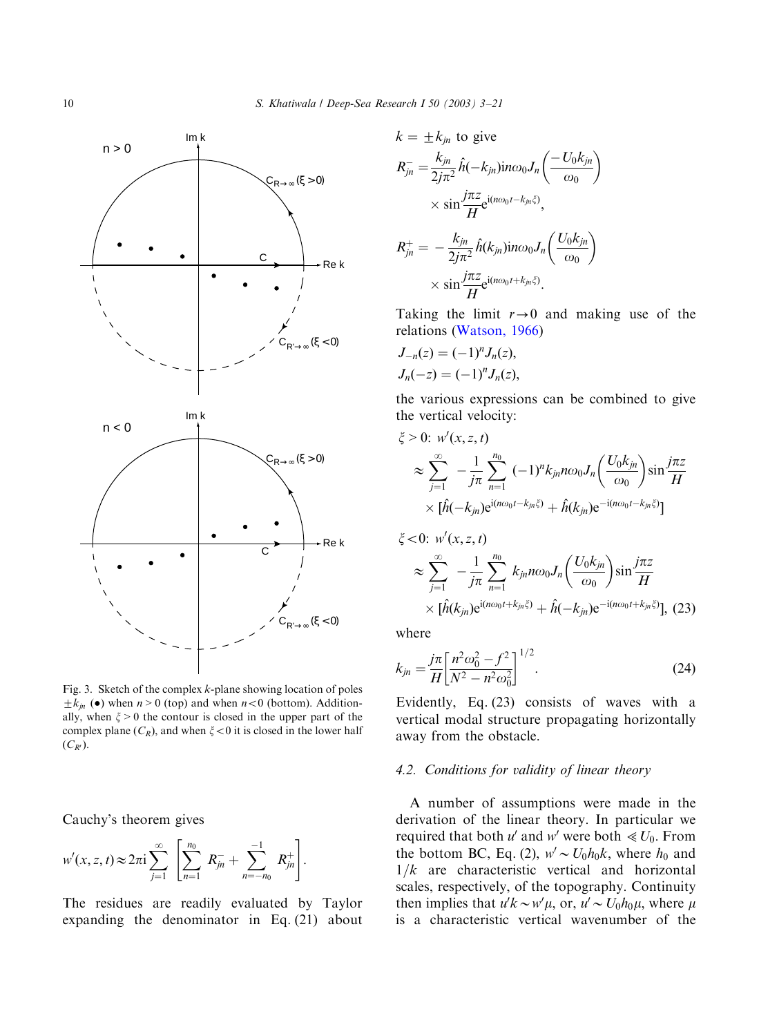Fig. 3. Sketch of the complex $k$-plane showing location of poles $\pm k_{jn}$ (•) when $n>0$ (top) and when $n<0$ (bottom). Additionally, when $\xi>0$ the contour is closed in the upper part of the complex plane ($C_R$), and when $\xi<0$ it is closed in the lower half ($C_{R'}$).

Cauchy's theorem gives

$$w'(x,z,t) \approx 2\pi \mathrm{i} \sum_{j=1}^{\infty} \left[ \sum_{n=1}^{n_0} R_{jn}^{-} + \sum_{n=-n_0}^{-1} R_{jn}^{+} \right].$$

The residues are readily evaluated by Taylor expanding the denominator in Eq. (21) about $k = \pm k_{jn}$ to give

$$R_{jn}^{-} = \frac{k_{jn}}{2j\pi^2} \hat{h}(-k_{jn}) \mathrm{i} n \omega_0 J_n\left(\frac{-U_0 k_{jn}}{\omega_0}\right) \times \sin\frac{j\pi z}{H} \mathrm{e}^{\mathrm{i}(n\omega_0 t - k_{jn}\xi)},$$

$$R_{jn}^{+} = -\frac{k_{jn}}{2j\pi^2} \hat{h}(k_{jn}) \mathrm{i} n \omega_0 J_n\left(\frac{U_0 k_{jn}}{\omega_0}\right) \times \sin\frac{j\pi z}{H} \mathrm{e}^{\mathrm{i}(n\omega_0 t + k_{jn}\xi)}.$$

Taking the limit $r \to 0$ and making use of the relations (Watson, 1966)

$$J_{-n}(z) = (-1)^n J_n(z),$$
$$J_n(-z) = (-1)^n J_n(z),$$

the various expressions can be combined to give the vertical velocity:

$\xi > 0$: $w'(x,z,t)$

$$\approx \sum_{j=1}^{\infty} -\frac{1}{j\pi} \sum_{n=1}^{n_0} (-1)^n k_{jn} n \omega_0 J_n\left(\frac{U_0 k_{jn}}{\omega_0}\right) \sin\frac{j\pi z}{H} \times [\hat{h}(-k_{jn}) \mathrm{e}^{\mathrm{i}(n\omega_0 t - k_{jn}\xi)} + \hat{h}(k_{jn}) \mathrm{e}^{-\mathrm{i}(n\omega_0 t - k_{jn}\xi)}]$$

$\xi < 0$: $w'(x,z,t)$

$$\approx \sum_{j=1}^{\infty} -\frac{1}{j\pi} \sum_{n=1}^{n_0} k_{jn} n \omega_0 J_n\left(\frac{U_0 k_{jn}}{\omega_0}\right) \sin\frac{j\pi z}{H} \times [\hat{h}(k_{jn}) \mathrm{e}^{\mathrm{i}(n\omega_0 t + k_{jn}\xi)} + \hat{h}(-k_{jn}) \mathrm{e}^{-\mathrm{i}(n\omega_0 t + k_{jn}\xi)}], \quad (23)$$

where

$$k_{jn} = \frac{j\pi}{H}\left[\frac{n^2\omega_0^2 - f^2}{N^2 - n^2\omega_0^2}\right]^{1/2}. \quad (24)$$

Evidently, Eq. (23) consists of waves with a vertical modal structure propagating horizontally away from the obstacle.

### 4.2. Conditions for validity of linear theory

A number of assumptions were made in the derivation of the linear theory. In particular we required that both $u'$ and $w'$ were both $\ll U_0$. From the bottom BC, Eq. (2), $w' \sim U_0 h_0 k$, where $h_0$ and $1/k$ are characteristic vertical and horizontal scales, respectively, of the topography. Continuity then implies that $u'k \sim w'\mu$, or, $u' \sim U_0 h_0 \mu$, where $\mu$ is a characteristic vertical wavenumber of the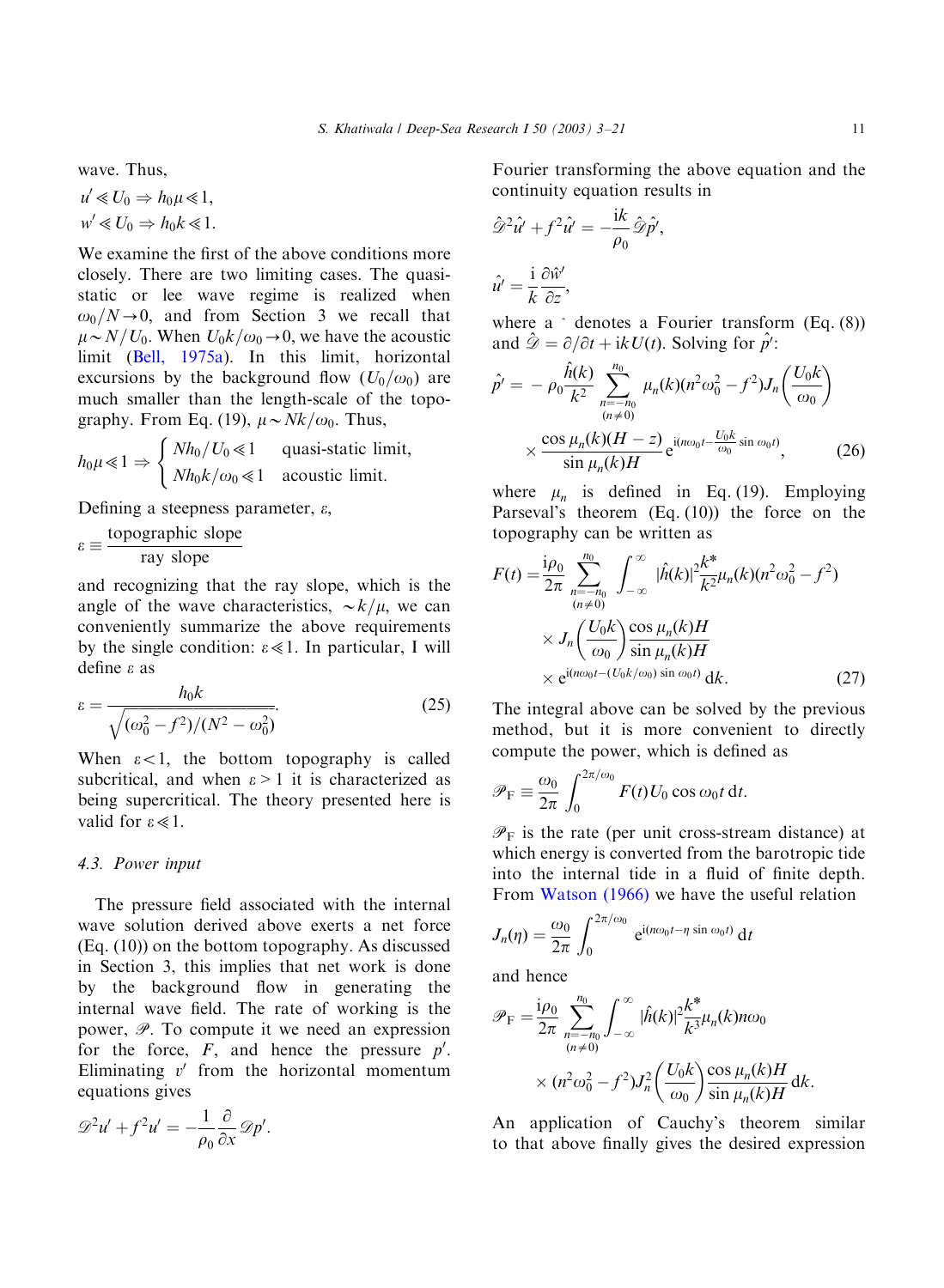wave. Thus,

$$u' \ll U_0 \Rightarrow h_0\mu \ll 1,$$
$$w' \ll U_0 \Rightarrow h_0 k \ll 1.$$

We examine the first of the above conditions more closely. There are two limiting cases. The quasi-static or lee wave regime is realized when $\omega_0/N \to 0$, and from Section 3 we recall that $\mu \sim N/U_0$. When $U_0 k/\omega_0 \to 0$, we have the acoustic limit (Bell, 1975a). In this limit, horizontal excursions by the background flow ($U_0/\omega_0$) are much smaller than the length-scale of the topography. From Eq. (19), $\mu \sim Nk/\omega_0$. Thus,

$$h_0\mu \ll 1 \Rightarrow \begin{cases} Nh_0/U_0 \ll 1 & \text{quasi-static limit}, \\ Nh_0 k/\omega_0 \ll 1 & \text{acoustic limit}. \end{cases}$$

Defining a steepness parameter, $\varepsilon$,

$$\varepsilon \equiv \frac{\text{topographic slope}}{\text{ray slope}}$$

and recognizing that the ray slope, which is the angle of the wave characteristics, $\sim k/\mu$, we can conveniently summarize the above requirements by the single condition: $\varepsilon \ll 1$. In particular, I will define $\varepsilon$ as

$$\varepsilon = \frac{h_0 k}{\sqrt{(\omega_0^2 - f^2)/(N^2 - \omega_0^2)}}. \tag{25}$$

When $\varepsilon < 1$, the bottom topography is called subcritical, and when $\varepsilon > 1$ it is characterized as being supercritical. The theory presented here is valid for $\varepsilon \ll 1$.

### 4.3. Power input

The pressure field associated with the internal wave solution derived above exerts a net force (Eq. (10)) on the bottom topography. As discussed in Section 3, this implies that net work is done by the background flow in generating the internal wave field. The rate of working is the power, $\mathscr{P}$. To compute it we need an expression for the force, $F$, and hence the pressure $p'$. Eliminating $v'$ from the horizontal momentum equations gives

$$\mathscr{D}^2 u' + f^2 u' = -\frac{1}{\rho_0}\frac{\partial}{\partial x}\mathscr{D}p'.$$

Fourier transforming the above equation and the continuity equation results in

$$\hat{\mathscr{D}}^2 \hat{u}' + f^2 \hat{u}' = -\frac{\mathrm{i}k}{\rho_0}\hat{\mathscr{D}}\hat{p}',$$

$$\hat{u}' = \frac{\mathrm{i}}{k}\frac{\partial \hat{w}'}{\partial z},$$

where a $\hat{}$ denotes a Fourier transform (Eq. (8)) and $\hat{\mathscr{D}} = \partial/\partial t + \mathrm{i}kU(t)$. Solving for $\hat{p}'$:

$$\hat{p}' = -\rho_0 \frac{\hat{h}(k)}{k^2} \sum_{\substack{n=-n_0 \\ (n\neq 0)}}^{n_0} \mu_n(k)(n^2\omega_0^2 - f^2) J_n\!\left(\frac{U_0 k}{\omega_0}\right) \times \frac{\cos \mu_n(k)(H-z)}{\sin \mu_n(k)H} \mathrm{e}^{\mathrm{i}(n\omega_0 t - \frac{U_0 k}{\omega_0}\sin\omega_0 t)}, \tag{26}$$

where $\mu_n$ is defined in Eq. (19). Employing Parseval's theorem (Eq. (10)) the force on the topography can be written as

$$F(t) = \frac{\mathrm{i}\rho_0}{2\pi} \sum_{\substack{n=-n_0 \\ (n\neq 0)}}^{n_0} \int_{-\infty}^{\infty} |\hat{h}(k)|^2 \frac{k^*}{k^2}\mu_n(k)(n^2\omega_0^2 - f^2) \times J_n\!\left(\frac{U_0 k}{\omega_0}\right) \frac{\cos \mu_n(k)H}{\sin \mu_n(k)H} \times \mathrm{e}^{\mathrm{i}(n\omega_0 t - (U_0 k/\omega_0)\sin\omega_0 t)}\,\mathrm{d}k. \tag{27}$$

The integral above can be solved by the previous method, but it is more convenient to directly compute the power, which is defined as

$$\mathscr{P}_\mathrm{F} \equiv \frac{\omega_0}{2\pi}\int_0^{2\pi/\omega_0} F(t) U_0 \cos\omega_0 t\,\mathrm{d}t.$$

$\mathscr{P}_\mathrm{F}$ is the rate (per unit cross-stream distance) at which energy is converted from the barotropic tide into the internal tide in a fluid of finite depth. From Watson (1966) we have the useful relation

$$J_n(\eta) = \frac{\omega_0}{2\pi}\int_0^{2\pi/\omega_0} \mathrm{e}^{\mathrm{i}(n\omega_0 t - \eta\sin\omega_0 t)}\,\mathrm{d}t$$

and hence

$$\mathscr{P}_\mathrm{F} = \frac{\mathrm{i}\rho_0}{2\pi} \sum_{\substack{n=-n_0 \\ (n\neq 0)}}^{n_0} \int_{-\infty}^{\infty} |\hat{h}(k)|^2 \frac{k^*}{k^3}\mu_n(k) n\omega_0 \times (n^2\omega_0^2 - f^2) J_n^2\!\left(\frac{U_0 k}{\omega_0}\right) \frac{\cos \mu_n(k)H}{\sin \mu_n(k)H}\,\mathrm{d}k.$$

An application of Cauchy's theorem similar to that above finally gives the desired expression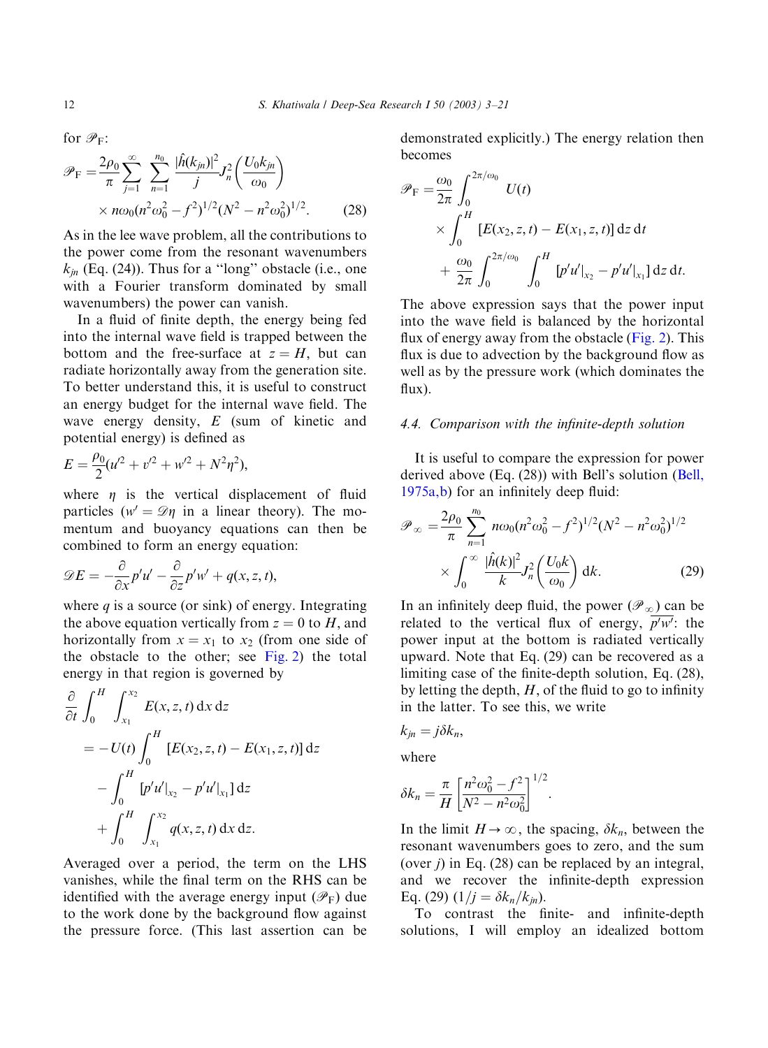for $\mathscr{P}_{\mathrm{F}}$:

$$\mathscr{P}_{\mathrm{F}} = \frac{2\rho_0}{\pi}\sum_{j=1}^{\infty}\sum_{n=1}^{n_0}\frac{|\hat{h}(k_{jn})|^2}{j}J_n^2\left(\frac{U_0 k_{jn}}{\omega_0}\right) \times n\omega_0(n^2\omega_0^2 - f^2)^{1/2}(N^2 - n^2\omega_0^2)^{1/2}. \tag{28}$$

As in the lee wave problem, all the contributions to the power come from the resonant wavenumbers $k_{jn}$ (Eq. (24)). Thus for a "long" obstacle (i.e., one with a Fourier transform dominated by small wavenumbers) the power can vanish.

In a fluid of finite depth, the energy being fed into the internal wave field is trapped between the bottom and the free-surface at $z = H$, but can radiate horizontally away from the generation site. To better understand this, it is useful to construct an energy budget for the internal wave field. The wave energy density, $E$ (sum of kinetic and potential energy) is defined as

$$E = \frac{\rho_0}{2}(u'^2 + v'^2 + w'^2 + N^2\eta^2),$$

where $\eta$ is the vertical displacement of fluid particles ($w' = \mathscr{D}\eta$ in a linear theory). The momentum and buoyancy equations can then be combined to form an energy equation:

$$\mathscr{D}E = -\frac{\partial}{\partial x}p'u' - \frac{\partial}{\partial z}p'w' + q(x, z, t),$$

where $q$ is a source (or sink) of energy. Integrating the above equation vertically from $z = 0$ to $H$, and horizontally from $x = x_1$ to $x_2$ (from one side of the obstacle to the other; see Fig. 2) the total energy in that region is governed by

$$\begin{aligned}
\frac{\partial}{\partial t}\int_0^H \int_{x_1}^{x_2} E(x, z, t)\,\mathrm{d}x\,\mathrm{d}z
&= -U(t)\int_0^H [E(x_2, z, t) - E(x_1, z, t)]\,\mathrm{d}z \\
&\quad - \int_0^H [p'u'|_{x_2} - p'u'|_{x_1}]\,\mathrm{d}z \\
&\quad + \int_0^H \int_{x_1}^{x_2} q(x, z, t)\,\mathrm{d}x\,\mathrm{d}z.
\end{aligned}$$

Averaged over a period, the term on the LHS vanishes, while the final term on the RHS can be identified with the average energy input ($\mathscr{P}_{\mathrm{F}}$) due to the work done by the background flow against the pressure force. (This last assertion can be demonstrated explicitly.) The energy relation then becomes

$$\begin{aligned}
\mathscr{P}_{\mathrm{F}} &= \frac{\omega_0}{2\pi}\int_0^{2\pi/\omega_0} U(t) \times \int_0^H [E(x_2, z, t) - E(x_1, z, t)]\,\mathrm{d}z\,\mathrm{d}t \\
&\quad + \frac{\omega_0}{2\pi}\int_0^{2\pi/\omega_0}\int_0^H [p'u'|_{x_2} - p'u'|_{x_1}]\,\mathrm{d}z\,\mathrm{d}t.
\end{aligned}$$

The above expression says that the power input into the wave field is balanced by the horizontal flux of energy away from the obstacle (Fig. 2). This flux is due to advection by the background flow as well as by the pressure work (which dominates the flux).

### 4.4. Comparison with the infinite-depth solution

It is useful to compare the expression for power derived above (Eq. (28)) with Bell's solution (Bell, 1975a,b) for an infinitely deep fluid:

$$\mathscr{P}_{\infty} = \frac{2\rho_0}{\pi}\sum_{n=1}^{n_0} n\omega_0(n^2\omega_0^2 - f^2)^{1/2}(N^2 - n^2\omega_0^2)^{1/2} \times \int_0^{\infty}\frac{|\hat{h}(k)|^2}{k}J_n^2\left(\frac{U_0 k}{\omega_0}\right)\mathrm{d}k. \tag{29}$$

In an infinitely deep fluid, the power ($\mathscr{P}_{\infty}$) can be related to the vertical flux of energy, $\overline{p'w'}$: the power input at the bottom is radiated vertically upward. Note that Eq. (29) can be recovered as a limiting case of the finite-depth solution, Eq. (28), by letting the depth, $H$, of the fluid to go to infinity in the latter. To see this, we write

$$k_{jn} = j\delta k_n,$$

where

$$\delta k_n = \frac{\pi}{H}\left[\frac{n^2\omega_0^2 - f^2}{N^2 - n^2\omega_0^2}\right]^{1/2}.$$

In the limit $H \to \infty$, the spacing, $\delta k_n$, between the resonant wavenumbers goes to zero, and the sum (over $j$) in Eq. (28) can be replaced by an integral, and we recover the infinite-depth expression Eq. (29) ($1/j = \delta k_n / k_{jn}$).

To contrast the finite- and infinite-depth solutions, I will employ an idealized bottom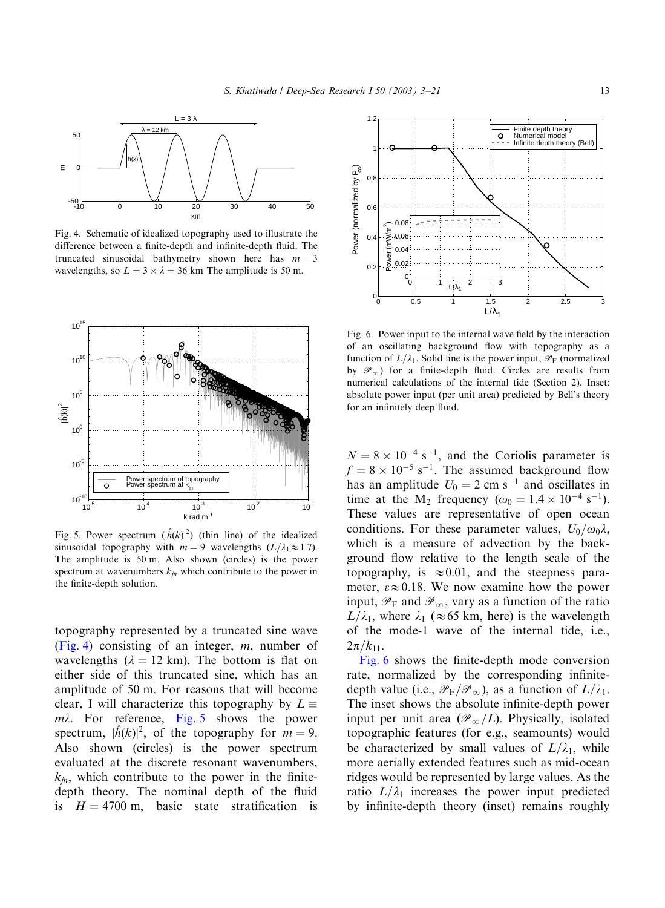Fig. 4. Schematic of idealized topography used to illustrate the difference between a finite-depth and infinite-depth fluid. The truncated sinusoidal bathymetry shown here has $m = 3$ wavelengths, so $L = 3 \times \lambda = 36$ km The amplitude is 50 m.

Fig. 5. Power spectrum ($|\hat{h}(k)|^2$) (thin line) of the idealized sinusoidal topography with $m = 9$ wavelengths ($L/\lambda_1 \approx 1.7$). The amplitude is 50 m. Also shown (circles) is the power spectrum at wavenumbers $k_{jn}$ which contribute to the power in the finite-depth solution.

topography represented by a truncated sine wave (Fig. 4) consisting of an integer, $m$, number of wavelengths ($\lambda = 12$ km). The bottom is flat on either side of this truncated sine, which has an amplitude of 50 m. For reasons that will become clear, I will characterize this topography by $L \equiv m\lambda$. For reference, Fig. 5 shows the power spectrum, $|\hat{h}(k)|^2$, of the topography for $m = 9$. Also shown (circles) is the power spectrum evaluated at the discrete resonant wavenumbers, $k_{jn}$, which contribute to the power in the finite-depth theory. The nominal depth of the fluid is $H = 4700$ m, basic state stratification is

Fig. 6. Power input to the internal wave field by the interaction of an oscillating background flow with topography as a function of $L/\lambda_1$. Solid line is the power input, $\mathscr{P}_\mathrm{F}$ (normalized by $\mathscr{P}_\infty$) for a finite-depth fluid. Circles are results from numerical calculations of the internal tide (Section 2). Inset: absolute power input (per unit area) predicted by Bell's theory for an infinitely deep fluid.

$N = 8 \times 10^{-4}$ s$^{-1}$, and the Coriolis parameter is $f = 8 \times 10^{-5}$ s$^{-1}$. The assumed background flow has an amplitude $U_0 = 2$ cm s$^{-1}$ and oscillates in time at the M$_2$ frequency ($\omega_0 = 1.4 \times 10^{-4}$ s$^{-1}$). These values are representative of open ocean conditions. For these parameter values, $U_0/\omega_0\lambda$, which is a measure of advection by the background flow relative to the length scale of the topography, is $\approx 0.01$, and the steepness parameter, $\varepsilon \approx 0.18$. We now examine how the power input, $\mathscr{P}_\mathrm{F}$ and $\mathscr{P}_\infty$, vary as a function of the ratio $L/\lambda_1$, where $\lambda_1$ ($\approx 65$ km, here) is the wavelength of the mode-1 wave of the internal tide, i.e., $2\pi/k_{11}$.

Fig. 6 shows the finite-depth mode conversion rate, normalized by the corresponding infinite-depth value (i.e., $\mathscr{P}_\mathrm{F}/\mathscr{P}_\infty$), as a function of $L/\lambda_1$. The inset shows the absolute infinite-depth power input per unit area ($\mathscr{P}_\infty/L$). Physically, isolated topographic features (for e.g., seamounts) would be characterized by small values of $L/\lambda_1$, while more aerially extended features such as mid-ocean ridges would be represented by large values. As the ratio $L/\lambda_1$ increases the power input predicted by infinite-depth theory (inset) remains roughly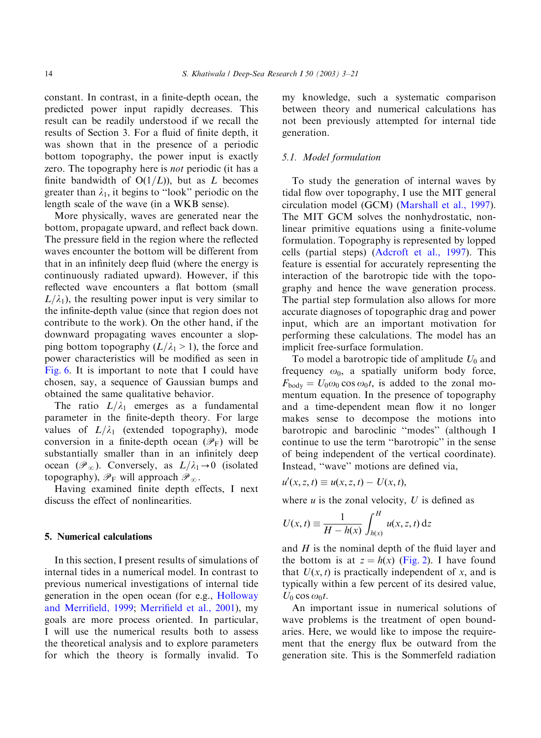constant. In contrast, in a finite-depth ocean, the predicted power input rapidly decreases. This result can be readily understood if we recall the results of Section 3. For a fluid of finite depth, it was shown that in the presence of a periodic bottom topography, the power input is exactly zero. The topography here is *not* periodic (it has a finite bandwidth of $O(1/L)$), but as $L$ becomes greater than $\lambda_1$, it begins to "look" periodic on the length scale of the wave (in a WKB sense).

More physically, waves are generated near the bottom, propagate upward, and reflect back down. The pressure field in the region where the reflected waves encounter the bottom will be different from that in an infinitely deep fluid (where the energy is continuously radiated upward). However, if this reflected wave encounters a flat bottom (small $L/\lambda_1$), the resulting power input is very similar to the infinite-depth value (since that region does not contribute to the work). On the other hand, if the downward propagating waves encounter a sloping bottom topography ($L/\lambda_1 > 1$), the force and power characteristics will be modified as seen in Fig. 6. It is important to note that I could have chosen, say, a sequence of Gaussian bumps and obtained the same qualitative behavior.

The ratio $L/\lambda_1$ emerges as a fundamental parameter in the finite-depth theory. For large values of $L/\lambda_1$ (extended topography), mode conversion in a finite-depth ocean ($\mathscr{P}_F$) will be substantially smaller than in an infinitely deep ocean ($\mathscr{P}_\infty$). Conversely, as $L/\lambda_1 \to 0$ (isolated topography), $\mathscr{P}_F$ will approach $\mathscr{P}_\infty$.

Having examined finite depth effects, I next discuss the effect of nonlinearities.

## 5. Numerical calculations

In this section, I present results of simulations of internal tides in a numerical model. In contrast to previous numerical investigations of internal tide generation in the open ocean (for e.g., Holloway and Merrifield, 1999; Merrifield et al., 2001), my goals are more process oriented. In particular, I will use the numerical results both to assess the theoretical analysis and to explore parameters for which the theory is formally invalid. To my knowledge, such a systematic comparison between theory and numerical calculations has not been previously attempted for internal tide generation.

### 5.1. Model formulation

To study the generation of internal waves by tidal flow over topography, I use the MIT general circulation model (GCM) (Marshall et al., 1997). The MIT GCM solves the nonhydrostatic, nonlinear primitive equations using a finite-volume formulation. Topography is represented by lopped cells (partial steps) (Adcroft et al., 1997). This feature is essential for accurately representing the interaction of the barotropic tide with the topography and hence the wave generation process. The partial step formulation also allows for more accurate diagnoses of topographic drag and power input, which are an important motivation for performing these calculations. The model has an implicit free-surface formulation.

To model a barotropic tide of amplitude $U_0$ and frequency $\omega_0$, a spatially uniform body force, $F_{\text{body}} = U_0\omega_0 \cos \omega_0 t$, is added to the zonal momentum equation. In the presence of topography and a time-dependent mean flow it no longer makes sense to decompose the motions into barotropic and baroclinic "modes" (although I continue to use the term "barotropic" in the sense of being independent of the vertical coordinate). Instead, "wave" motions are defined via,

$$u'(x, z, t) \equiv u(x, z, t) - U(x, t),$$

where $u$ is the zonal velocity, $U$ is defined as

$$U(x, t) \equiv \frac{1}{H - h(x)} \int_{h(x)}^{H} u(x, z, t)\,\mathrm{d}z$$

and $H$ is the nominal depth of the fluid layer and the bottom is at $z = h(x)$ (Fig. 2). I have found that $U(x, t)$ is practically independent of $x$, and is typically within a few percent of its desired value, $U_0 \cos \omega_0 t$.

An important issue in numerical solutions of wave problems is the treatment of open boundaries. Here, we would like to impose the requirement that the energy flux be outward from the generation site. This is the Sommerfeld radiation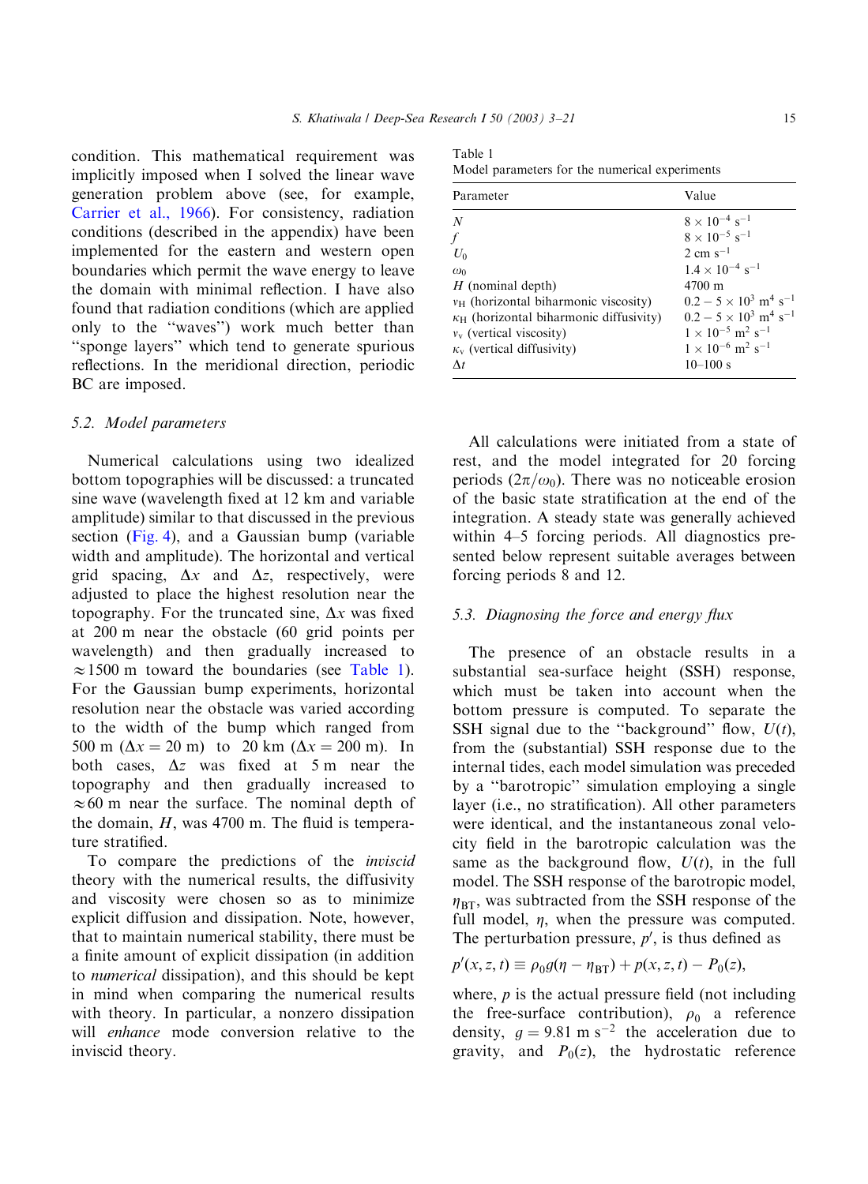condition. This mathematical requirement was implicitly imposed when I solved the linear wave generation problem above (see, for example, Carrier et al., 1966). For consistency, radiation conditions (described in the appendix) have been implemented for the eastern and western open boundaries which permit the wave energy to leave the domain with minimal reflection. I have also found that radiation conditions (which are applied only to the "waves") work much better than "sponge layers" which tend to generate spurious reflections. In the meridional direction, periodic BC are imposed.

### 5.2. Model parameters

Numerical calculations using two idealized bottom topographies will be discussed: a truncated sine wave (wavelength fixed at 12 km and variable amplitude) similar to that discussed in the previous section (Fig. 4), and a Gaussian bump (variable width and amplitude). The horizontal and vertical grid spacing, $\Delta x$ and $\Delta z$, respectively, were adjusted to place the highest resolution near the topography. For the truncated sine, $\Delta x$ was fixed at 200 m near the obstacle (60 grid points per wavelength) and then gradually increased to $\approx 1500$ m toward the boundaries (see Table 1). For the Gaussian bump experiments, horizontal resolution near the obstacle was varied according to the width of the bump which ranged from 500 m ($\Delta x = 20$ m) to 20 km ($\Delta x = 200$ m). In both cases, $\Delta z$ was fixed at 5 m near the topography and then gradually increased to $\approx 60$ m near the surface. The nominal depth of the domain, $H$, was 4700 m. The fluid is temperature stratified.

To compare the predictions of the *inviscid* theory with the numerical results, the diffusivity and viscosity were chosen so as to minimize explicit diffusion and dissipation. Note, however, that to maintain numerical stability, there must be a finite amount of explicit dissipation (in addition to *numerical* dissipation), and this should be kept in mind when comparing the numerical results with theory. In particular, a nonzero dissipation will *enhance* mode conversion relative to the inviscid theory.

Table 1
Model parameters for the numerical experiments

| Parameter | Value |
|---|---|
| $N$ | $8 \times 10^{-4}$ s$^{-1}$ |
| $f$ | $8 \times 10^{-5}$ s$^{-1}$ |
| $U_0$ | 2 cm s$^{-1}$ |
| $\omega_0$ | $1.4 \times 10^{-4}$ s$^{-1}$ |
| $H$ (nominal depth) | 4700 m |
| $\nu_H$ (horizontal biharmonic viscosity) | $0.2 - 5 \times 10^3$ m$^4$ s$^{-1}$ |
| $\kappa_H$ (horizontal biharmonic diffusivity) | $0.2 - 5 \times 10^3$ m$^4$ s$^{-1}$ |
| $\nu_v$ (vertical viscosity) | $1 \times 10^{-5}$ m$^2$ s$^{-1}$ |
| $\kappa_v$ (vertical diffusivity) | $1 \times 10^{-6}$ m$^2$ s$^{-1}$ |
| $\Delta t$ | 10–100 s |

All calculations were initiated from a state of rest, and the model integrated for 20 forcing periods ($2\pi/\omega_0$). There was no noticeable erosion of the basic state stratification at the end of the integration. A steady state was generally achieved within 4–5 forcing periods. All diagnostics presented below represent suitable averages between forcing periods 8 and 12.

### 5.3. Diagnosing the force and energy flux

The presence of an obstacle results in a substantial sea-surface height (SSH) response, which must be taken into account when the bottom pressure is computed. To separate the SSH signal due to the "background" flow, $U(t)$, from the (substantial) SSH response due to the internal tides, each model simulation was preceded by a "barotropic" simulation employing a single layer (i.e., no stratification). All other parameters were identical, and the instantaneous zonal velocity field in the barotropic calculation was the same as the background flow, $U(t)$, in the full model. The SSH response of the barotropic model, $\eta_{BT}$, was subtracted from the SSH response of the full model, $\eta$, when the pressure was computed. The perturbation pressure, $p'$, is thus defined as

$$p'(x, z, t) \equiv \rho_0 g(\eta - \eta_{BT}) + p(x, z, t) - P_0(z),$$

where, $p$ is the actual pressure field (not including the free-surface contribution), $\rho_0$ a reference density, $g = 9.81$ m s$^{-2}$ the acceleration due to gravity, and $P_0(z)$, the hydrostatic reference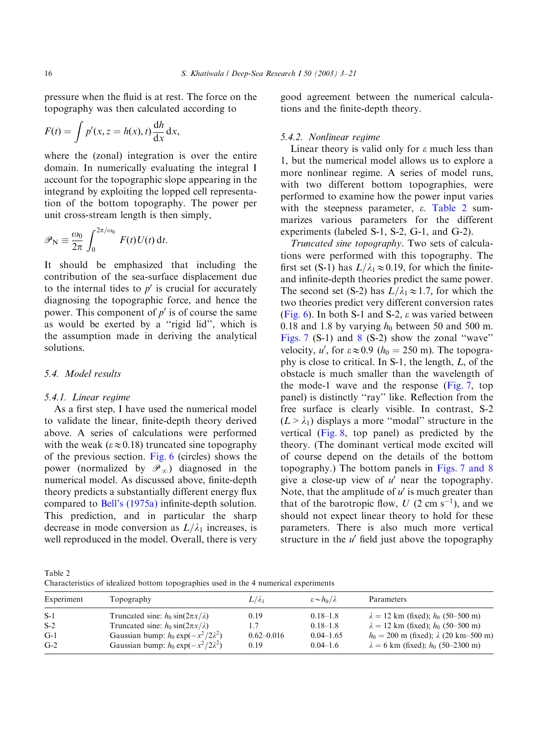pressure when the fluid is at rest. The force on the topography was then calculated according to

$$F(t) = \int p'(x, z = h(x), t) \frac{\mathrm{d}h}{\mathrm{d}x} \, \mathrm{d}x,$$

where the (zonal) integration is over the entire domain. In numerically evaluating the integral I account for the topographic slope appearing in the integrand by exploiting the lopped cell representation of the bottom topography. The power per unit cross-stream length is then simply,

$$\mathscr{P}_\mathrm{N} \equiv \frac{\omega_0}{2\pi} \int_0^{2\pi/\omega_0} F(t) U(t) \, \mathrm{d}t.$$

It should be emphasized that including the contribution of the sea-surface displacement due to the internal tides to $p'$ is crucial for accurately diagnosing the topographic force, and hence the power. This component of $p'$ is of course the same as would be exerted by a "rigid lid", which is the assumption made in deriving the analytical solutions.

## 5.4. Model results

### 5.4.1. Linear regime

As a first step, I have used the numerical model to validate the linear, finite-depth theory derived above. A series of calculations were performed with the weak ($\varepsilon \approx 0.18$) truncated sine topography of the previous section. Fig. 6 (circles) shows the power (normalized by $\mathscr{P}_\infty$) diagnosed in the numerical model. As discussed above, finite-depth theory predicts a substantially different energy flux compared to Bell's (1975a) infinite-depth solution. This prediction, and in particular the sharp decrease in mode conversion as $L/\lambda_1$ increases, is well reproduced in the model. Overall, there is very good agreement between the numerical calculations and the finite-depth theory.

### 5.4.2. Nonlinear regime

Linear theory is valid only for $\varepsilon$ much less than 1, but the numerical model allows us to explore a more nonlinear regime. A series of model runs, with two different bottom topographies, were performed to examine how the power input varies with the steepness parameter, $\varepsilon$. Table 2 summarizes various parameters for the different experiments (labeled S-1, S-2, G-1, and G-2).

*Truncated sine topography*. Two sets of calculations were performed with this topography. The first set (S-1) has $L/\lambda_1 \approx 0.19$, for which the finite- and infinite-depth theories predict the same power. The second set (S-2) has $L/\lambda_1 \approx 1.7$, for which the two theories predict very different conversion rates (Fig. 6). In both S-1 and S-2, $\varepsilon$ was varied between 0.18 and 1.8 by varying $h_0$ between 50 and 500 m. Figs. 7 (S-1) and 8 (S-2) show the zonal "wave" velocity, $u'$, for $\varepsilon \approx 0.9$ ($h_0 = 250$ m). The topography is close to critical. In S-1, the length, $L$, of the obstacle is much smaller than the wavelength of the mode-1 wave and the response (Fig. 7, top panel) is distinctly "ray" like. Reflection from the free surface is clearly visible. In contrast, S-2 ($L > \lambda_1$) displays a more "modal" structure in the vertical (Fig. 8, top panel) as predicted by the theory. (The dominant vertical mode excited will of course depend on the details of the bottom topography.) The bottom panels in Figs. 7 and 8 give a close-up view of $u'$ near the topography. Note, that the amplitude of $u'$ is much greater than that of the barotropic flow, $U$ (2 cm s$^{-1}$), and we should not expect linear theory to hold for these parameters. There is also much more vertical structure in the $u'$ field just above the topography

Table 2
Characteristics of idealized bottom topographies used in the 4 numerical experiments

| Experiment | Topography | $L/\lambda_1$ | $\varepsilon \sim h_0/\lambda$ | Parameters |
|---|---|---|---|---|
| S-1 | Truncated sine: $h_0 \sin(2\pi x/\lambda)$ | 0.19 | 0.18–1.8 | $\lambda = 12$ km (fixed); $h_0$ (50–500 m) |
| S-2 | Truncated sine: $h_0 \sin(2\pi x/\lambda)$ | 1.7 | 0.18–1.8 | $\lambda = 12$ km (fixed); $h_0$ (50–500 m) |
| G-1 | Gaussian bump: $h_0 \exp(-x^2/2\lambda^2)$ | 0.62–0.016 | 0.04–1.65 | $h_0 = 200$ m (fixed); $\lambda$ (20 km–500 m) |
| G-2 | Gaussian bump: $h_0 \exp(-x^2/2\lambda^2)$ | 0.19 | 0.04–1.6 | $\lambda = 6$ km (fixed); $h_0$ (50–2300 m) |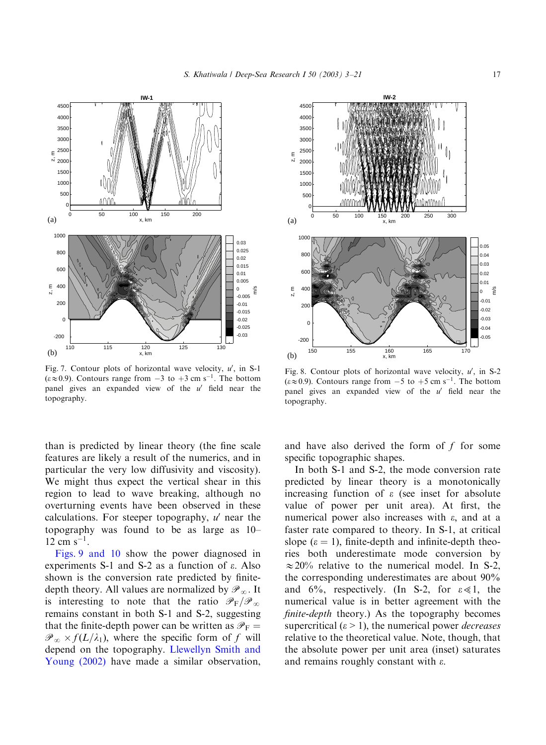Fig. 7. Contour plots of horizontal wave velocity, $u'$, in S-1 ($\varepsilon \approx 0.9$). Contours range from $-3$ to $+3$ cm s$^{-1}$. The bottom panel gives an expanded view of the $u'$ field near the topography.

Fig. 8. Contour plots of horizontal wave velocity, $u'$, in S-2 ($\varepsilon \approx 0.9$). Contours range from $-5$ to $+5$ cm s$^{-1}$. The bottom panel gives an expanded view of the $u'$ field near the topography.

than is predicted by linear theory (the fine scale features are likely a result of the numerics, and in particular the very low diffusivity and viscosity). We might thus expect the vertical shear in this region to lead to wave breaking, although no overturning events have been observed in these calculations. For steeper topography, $u'$ near the topography was found to be as large as 10–12 cm s$^{-1}$.

Figs. 9 and 10 show the power diagnosed in experiments S-1 and S-2 as a function of $\varepsilon$. Also shown is the conversion rate predicted by finite-depth theory. All values are normalized by $\mathscr{P}_\infty$. It is interesting to note that the ratio $\mathscr{P}_F/\mathscr{P}_\infty$ remains constant in both S-1 and S-2, suggesting that the finite-depth power can be written as $\mathscr{P}_F = \mathscr{P}_\infty \times f(L/\lambda_1)$, where the specific form of $f$ will depend on the topography. Llewellyn Smith and Young (2002) have made a similar observation, and have also derived the form of $f$ for some specific topographic shapes.

In both S-1 and S-2, the mode conversion rate predicted by linear theory is a monotonically increasing function of $\varepsilon$ (see inset for absolute value of power per unit area). At first, the numerical power also increases with $\varepsilon$, and at a faster rate compared to theory. In S-1, at critical slope ($\varepsilon = 1$), finite-depth and infinite-depth theories both underestimate mode conversion by $\approx 20\%$ relative to the numerical model. In S-2, the corresponding underestimates are about 90% and 6%, respectively. (In S-2, for $\varepsilon \ll 1$, the numerical value is in better agreement with the *finite-depth* theory.) As the topography becomes supercritical ($\varepsilon > 1$), the numerical power *decreases* relative to the theoretical value. Note, though, that the absolute power per unit area (inset) saturates and remains roughly constant with $\varepsilon$.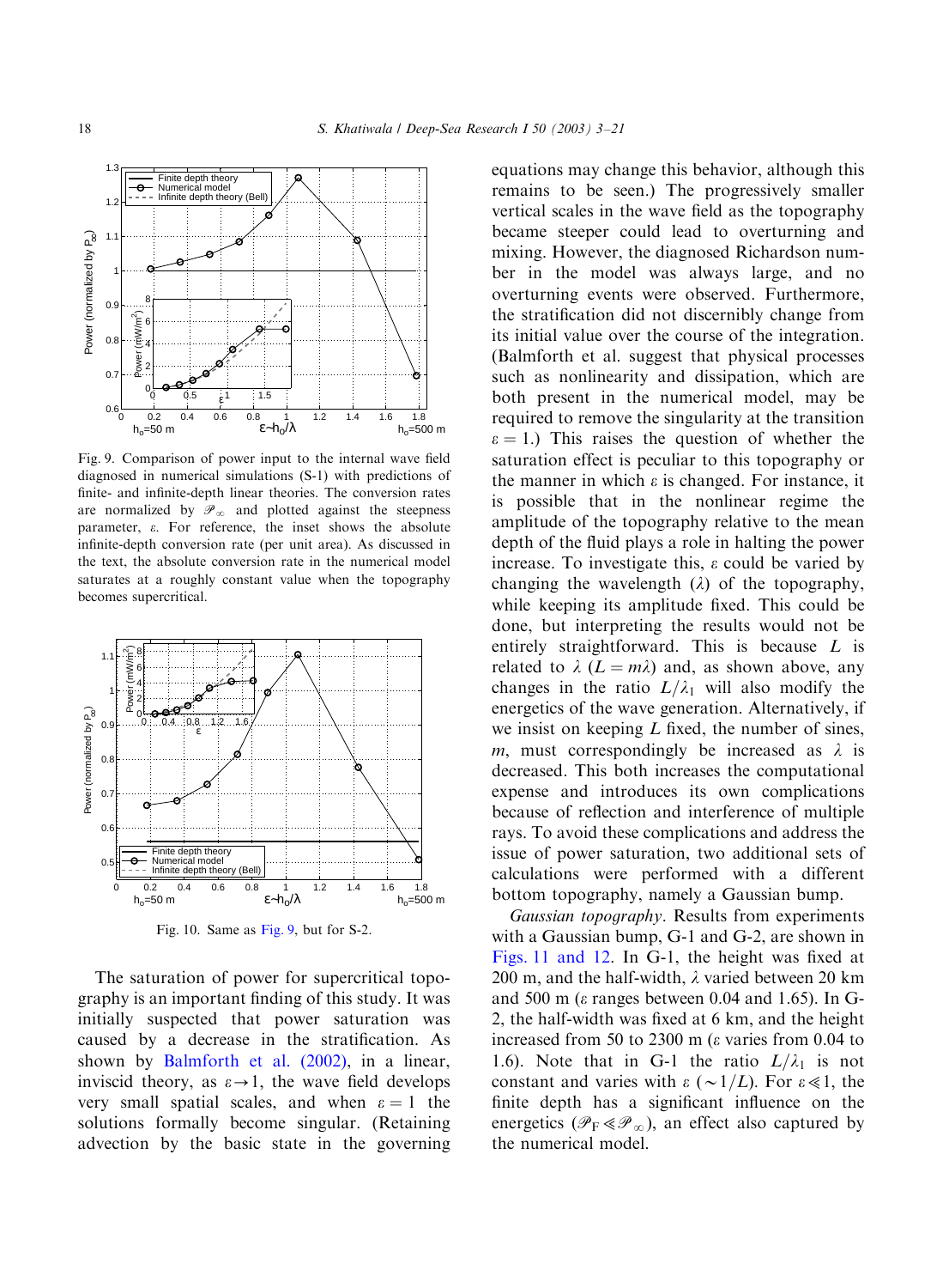Fig. 9. Comparison of power input to the internal wave field diagnosed in numerical simulations (S-1) with predictions of finite- and infinite-depth linear theories. The conversion rates are normalized by $\mathscr{P}_\infty$ and plotted against the steepness parameter, $\varepsilon$. For reference, the inset shows the absolute infinite-depth conversion rate (per unit area). As discussed in the text, the absolute conversion rate in the numerical model saturates at a roughly constant value when the topography becomes supercritical.

Fig. 10. Same as Fig. 9, but for S-2.

The saturation of power for supercritical topography is an important finding of this study. It was initially suspected that power saturation was caused by a decrease in the stratification. As shown by Balmforth et al. (2002), in a linear, inviscid theory, as $\varepsilon \to 1$, the wave field develops very small spatial scales, and when $\varepsilon = 1$ the solutions formally become singular. (Retaining advection by the basic state in the governing equations may change this behavior, although this remains to be seen.) The progressively smaller vertical scales in the wave field as the topography became steeper could lead to overturning and mixing. However, the diagnosed Richardson number in the model was always large, and no overturning events were observed. Furthermore, the stratification did not discernibly change from its initial value over the course of the integration. (Balmforth et al. suggest that physical processes such as nonlinearity and dissipation, which are both present in the numerical model, may be required to remove the singularity at the transition $\varepsilon = 1$.) This raises the question of whether the saturation effect is peculiar to this topography or the manner in which $\varepsilon$ is changed. For instance, it is possible that in the nonlinear regime the amplitude of the topography relative to the mean depth of the fluid plays a role in halting the power increase. To investigate this, $\varepsilon$ could be varied by changing the wavelength ($\lambda$) of the topography, while keeping its amplitude fixed. This could be done, but interpreting the results would not be entirely straightforward. This is because $L$ is related to $\lambda$ ($L = m\lambda$) and, as shown above, any changes in the ratio $L/\lambda_1$ will also modify the energetics of the wave generation. Alternatively, if we insist on keeping $L$ fixed, the number of sines, $m$, must correspondingly be increased as $\lambda$ is decreased. This both increases the computational expense and introduces its own complications because of reflection and interference of multiple rays. To avoid these complications and address the issue of power saturation, two additional sets of calculations were performed with a different bottom topography, namely a Gaussian bump.

*Gaussian topography*. Results from experiments with a Gaussian bump, G-1 and G-2, are shown in Figs. 11 and 12. In G-1, the height was fixed at 200 m, and the half-width, $\lambda$ varied between 20 km and 500 m ($\varepsilon$ ranges between 0.04 and 1.65). In G-2, the half-width was fixed at 6 km, and the height increased from 50 to 2300 m ($\varepsilon$ varies from 0.04 to 1.6). Note that in G-1 the ratio $L/\lambda_1$ is not constant and varies with $\varepsilon$ ($\sim 1/L$). For $\varepsilon \ll 1$, the finite depth has a significant influence on the energetics ($\mathscr{P}_\mathrm{F} \ll \mathscr{P}_\infty$), an effect also captured by the numerical model.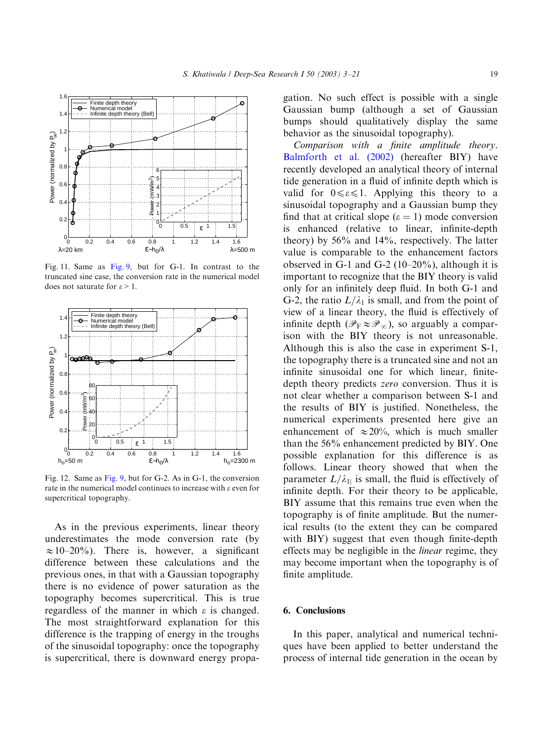Fig. 11. Same as Fig. 9, but for G-1. In contrast to the truncated sine case, the conversion rate in the numerical model does not saturate for $\varepsilon > 1$.

Fig. 12. Same as Fig. 9, but for G-2. As in G-1, the conversion rate in the numerical model continues to increase with $\varepsilon$ even for supercritical topography.

As in the previous experiments, linear theory underestimates the mode conversion rate (by $\approx$10–20%). There is, however, a significant difference between these calculations and the previous ones, in that with a Gaussian topography there is no evidence of power saturation as the topography becomes supercritical. This is true regardless of the manner in which $\varepsilon$ is changed. The most straightforward explanation for this difference is the trapping of energy in the troughs of the sinusoidal topography: once the topography is supercritical, there is downward energy propagation. No such effect is possible with a single Gaussian bump (although a set of Gaussian bumps should qualitatively display the same behavior as the sinusoidal topography).

*Comparison with a finite amplitude theory.* Balmforth et al. (2002) (hereafter BIY) have recently developed an analytical theory of internal tide generation in a fluid of infinite depth which is valid for $0 \leqslant \varepsilon \leqslant 1$. Applying this theory to a sinusoidal topography and a Gaussian bump they find that at critical slope ($\varepsilon = 1$) mode conversion is enhanced (relative to linear, infinite-depth theory) by 56% and 14%, respectively. The latter value is comparable to the enhancement factors observed in G-1 and G-2 (10–20%), although it is important to recognize that the BIY theory is valid only for an infinitely deep fluid. In both G-1 and G-2, the ratio $L/\lambda_1$ is small, and from the point of view of a linear theory, the fluid is effectively of infinite depth ($\mathscr{P}_F \approx \mathscr{P}_\infty$), so arguably a comparison with the BIY theory is not unreasonable. Although this is also the case in experiment S-1, the topography there is a truncated sine and not an infinite sinusoidal one for which linear, finite-depth theory predicts *zero* conversion. Thus it is not clear whether a comparison between S-1 and the results of BIY is justified. Nonetheless, the numerical experiments presented here give an enhancement of $\approx$20%, which is much smaller than the 56% enhancement predicted by BIY. One possible explanation for this difference is as follows. Linear theory showed that when the parameter $L/\lambda_{1|}$ is small, the fluid is effectively of infinite depth. For their theory to be applicable, BIY assume that this remains true even when the topography is of finite amplitude. But the numerical results (to the extent they can be compared with BIY) suggest that even though finite-depth effects may be negligible in the *linear* regime, they may become important when the topography is of finite amplitude.

## 6. Conclusions

In this paper, analytical and numerical techniques have been applied to better understand the process of internal tide generation in the ocean by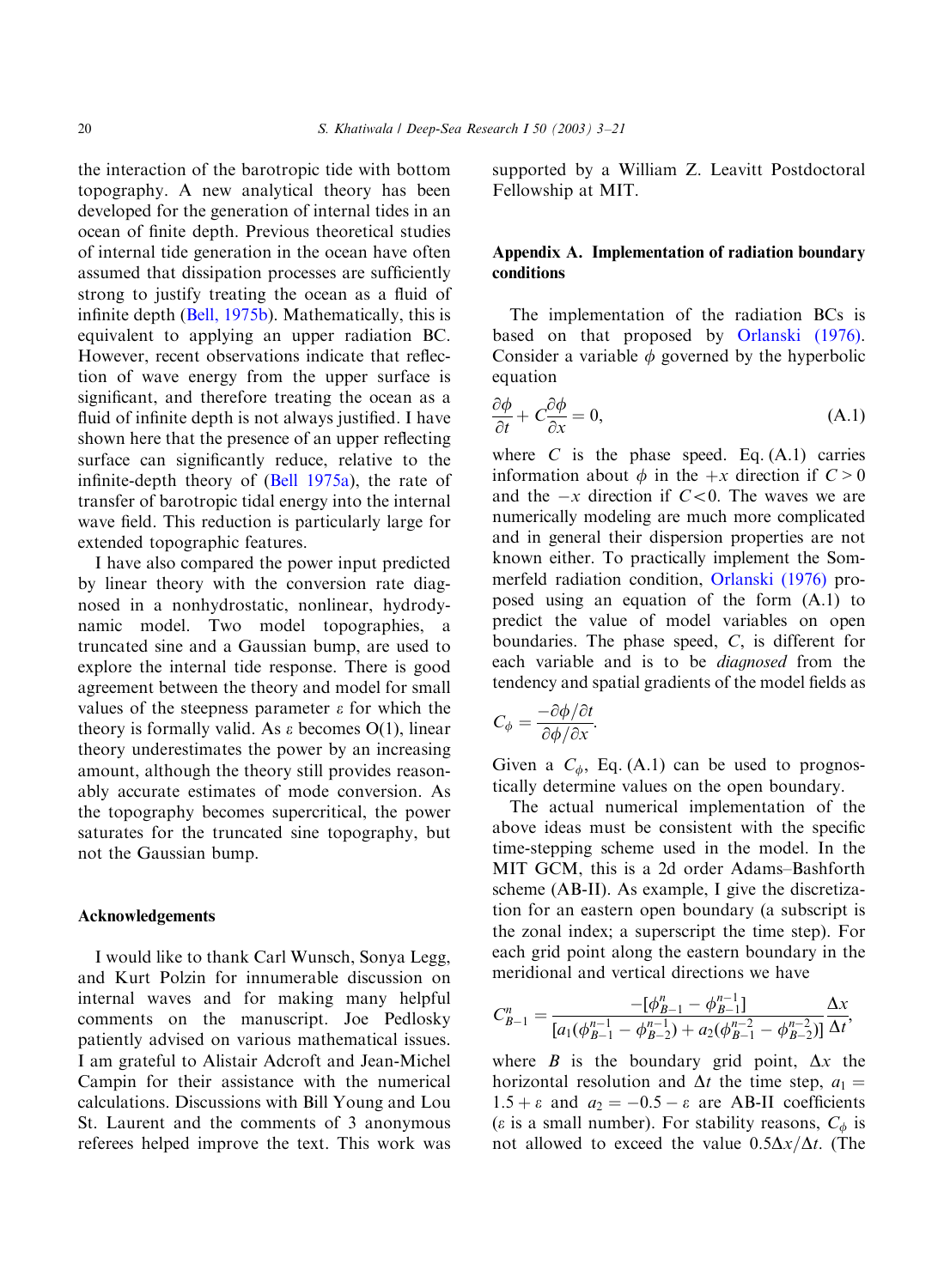the interaction of the barotropic tide with bottom topography. A new analytical theory has been developed for the generation of internal tides in an ocean of finite depth. Previous theoretical studies of internal tide generation in the ocean have often assumed that dissipation processes are sufficiently strong to justify treating the ocean as a fluid of infinite depth (Bell, 1975b). Mathematically, this is equivalent to applying an upper radiation BC. However, recent observations indicate that reflection of wave energy from the upper surface is significant, and therefore treating the ocean as a fluid of infinite depth is not always justified. I have shown here that the presence of an upper reflecting surface can significantly reduce, relative to the infinite-depth theory of (Bell 1975a), the rate of transfer of barotropic tidal energy into the internal wave field. This reduction is particularly large for extended topographic features.

I have also compared the power input predicted by linear theory with the conversion rate diagnosed in a nonhydrostatic, nonlinear, hydrodynamic model. Two model topographies, a truncated sine and a Gaussian bump, are used to explore the internal tide response. There is good agreement between the theory and model for small values of the steepness parameter $\varepsilon$ for which the theory is formally valid. As $\varepsilon$ becomes O(1), linear theory underestimates the power by an increasing amount, although the theory still provides reasonably accurate estimates of mode conversion. As the topography becomes supercritical, the power saturates for the truncated sine topography, but not the Gaussian bump.

## Acknowledgements

I would like to thank Carl Wunsch, Sonya Legg, and Kurt Polzin for innumerable discussion on internal waves and for making many helpful comments on the manuscript. Joe Pedlosky patiently advised on various mathematical issues. I am grateful to Alistair Adcroft and Jean-Michel Campin for their assistance with the numerical calculations. Discussions with Bill Young and Lou St. Laurent and the comments of 3 anonymous referees helped improve the text. This work was supported by a William Z. Leavitt Postdoctoral Fellowship at MIT.

## Appendix A. Implementation of radiation boundary conditions

The implementation of the radiation BCs is based on that proposed by Orlanski (1976). Consider a variable $\phi$ governed by the hyperbolic equation

$$\frac{\partial \phi}{\partial t} + C\frac{\partial \phi}{\partial x} = 0, \tag{A.1}$$

where $C$ is the phase speed. Eq. (A.1) carries information about $\phi$ in the $+x$ direction if $C>0$ and the $-x$ direction if $C<0$. The waves we are numerically modeling are much more complicated and in general their dispersion properties are not known either. To practically implement the Sommerfeld radiation condition, Orlanski (1976) proposed using an equation of the form (A.1) to predict the value of model variables on open boundaries. The phase speed, $C$, is different for each variable and is to be *diagnosed* from the tendency and spatial gradients of the model fields as

$$C_\phi = \frac{-\partial \phi/\partial t}{\partial \phi/\partial x}.$$

Given a $C_\phi$, Eq. (A.1) can be used to prognostically determine values on the open boundary.

The actual numerical implementation of the above ideas must be consistent with the specific time-stepping scheme used in the model. In the MIT GCM, this is a 2d order Adams–Bashforth scheme (AB-II). As example, I give the discretization for an eastern open boundary (a subscript is the zonal index; a superscript the time step). For each grid point along the eastern boundary in the meridional and vertical directions we have

$$C^n_{B-1} = \frac{-[\phi^n_{B-1} - \phi^{n-1}_{B-1}]}{[a_1(\phi^{n-1}_{B-1} - \phi^{n-1}_{B-2}) + a_2(\phi^{n-2}_{B-1} - \phi^{n-2}_{B-2})]}\frac{\Delta x}{\Delta t},$$

where $B$ is the boundary grid point, $\Delta x$ the horizontal resolution and $\Delta t$ the time step, $a_1 = 1.5 + \varepsilon$ and $a_2 = -0.5 - \varepsilon$ are AB-II coefficients ($\varepsilon$ is a small number). For stability reasons, $C_\phi$ is not allowed to exceed the value $0.5\Delta x/\Delta t$. (The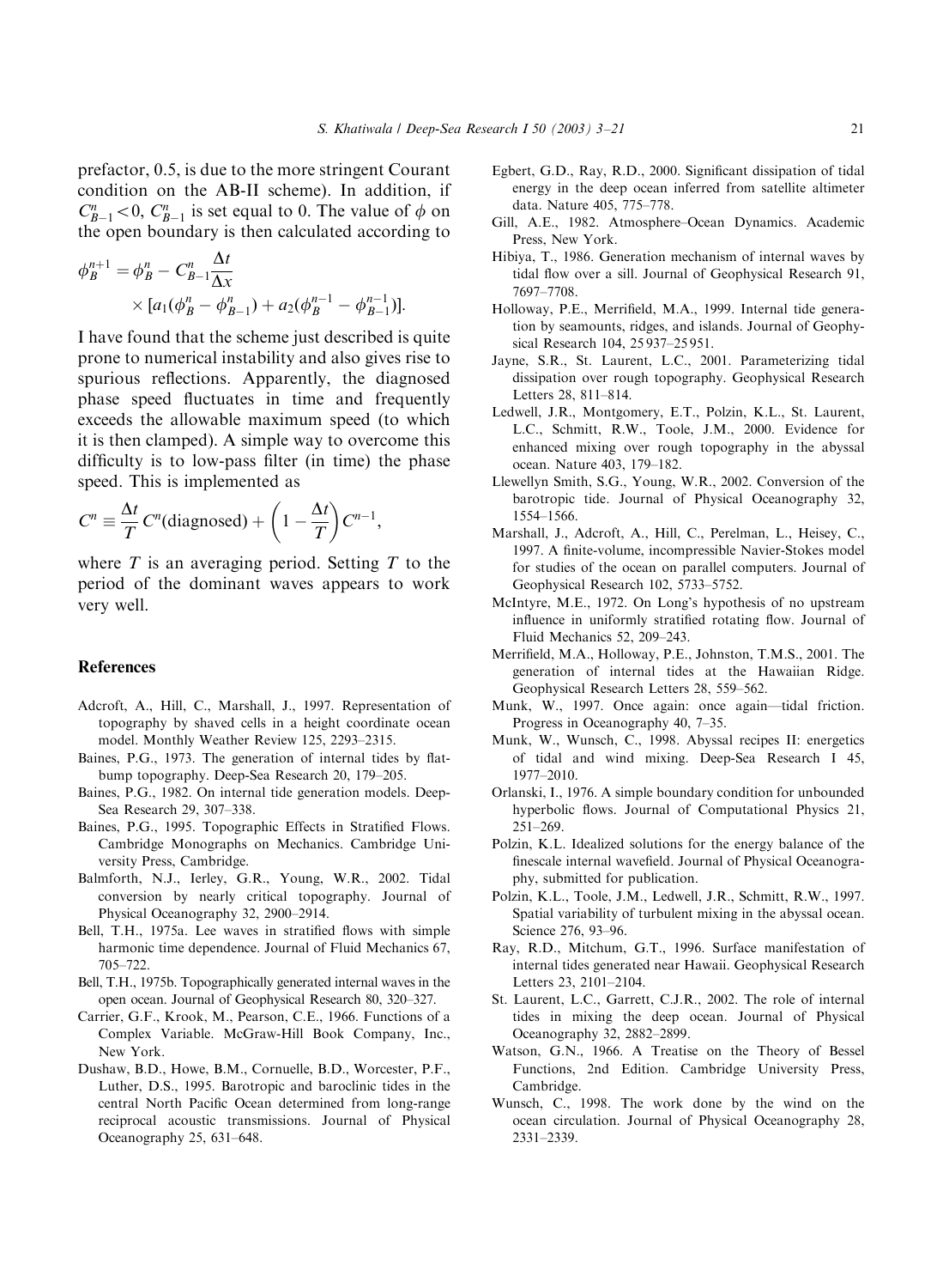prefactor, 0.5, is due to the more stringent Courant condition on the AB-II scheme). In addition, if $C^n_{B-1} < 0$, $C^n_{B-1}$ is set equal to 0. The value of $\phi$ on the open boundary is then calculated according to

$$\phi^{n+1}_B = \phi^n_B - C^n_{B-1}\frac{\Delta t}{\Delta x} \times [a_1(\phi^n_B - \phi^n_{B-1}) + a_2(\phi^{n-1}_B - \phi^{n-1}_{B-1})].$$

I have found that the scheme just described is quite prone to numerical instability and also gives rise to spurious reflections. Apparently, the diagnosed phase speed fluctuates in time and frequently exceeds the allowable maximum speed (to which it is then clamped). A simple way to overcome this difficulty is to low-pass filter (in time) the phase speed. This is implemented as

$$C^n \equiv \frac{\Delta t}{T}\, C^n(\text{diagnosed}) + \left(1 - \frac{\Delta t}{T}\right) C^{n-1},$$

where $T$ is an averaging period. Setting $T$ to the period of the dominant waves appears to work very well.

## References

Adcroft, A., Hill, C., Marshall, J., 1997. Representation of topography by shaved cells in a height coordinate ocean model. Monthly Weather Review 125, 2293–2315.

Baines, P.G., 1973. The generation of internal tides by flat-bump topography. Deep-Sea Research 20, 179–205.

Baines, P.G., 1982. On internal tide generation models. Deep-Sea Research 29, 307–338.

Baines, P.G., 1995. Topographic Effects in Stratified Flows. Cambridge Monographs on Mechanics. Cambridge University Press, Cambridge.

Balmforth, N.J., Ierley, G.R., Young, W.R., 2002. Tidal conversion by nearly critical topography. Journal of Physical Oceanography 32, 2900–2914.

Bell, T.H., 1975a. Lee waves in stratified flows with simple harmonic time dependence. Journal of Fluid Mechanics 67, 705–722.

Bell, T.H., 1975b. Topographically generated internal waves in the open ocean. Journal of Geophysical Research 80, 320–327.

Carrier, G.F., Krook, M., Pearson, C.E., 1966. Functions of a Complex Variable. McGraw-Hill Book Company, Inc., New York.

Dushaw, B.D., Howe, B.M., Cornuelle, B.D., Worcester, P.F., Luther, D.S., 1995. Barotropic and baroclinic tides in the central North Pacific Ocean determined from long-range reciprocal acoustic transmissions. Journal of Physical Oceanography 25, 631–648.

Egbert, G.D., Ray, R.D., 2000. Significant dissipation of tidal energy in the deep ocean inferred from satellite altimeter data. Nature 405, 775–778.

Gill, A.E., 1982. Atmosphere–Ocean Dynamics. Academic Press, New York.

Hibiya, T., 1986. Generation mechanism of internal waves by tidal flow over a sill. Journal of Geophysical Research 91, 7697–7708.

Holloway, P.E., Merrifield, M.A., 1999. Internal tide generation by seamounts, ridges, and islands. Journal of Geophysical Research 104, 25 937–25 951.

Jayne, S.R., St. Laurent, L.C., 2001. Parameterizing tidal dissipation over rough topography. Geophysical Research Letters 28, 811–814.

Ledwell, J.R., Montgomery, E.T., Polzin, K.L., St. Laurent, L.C., Schmitt, R.W., Toole, J.M., 2000. Evidence for enhanced mixing over rough topography in the abyssal ocean. Nature 403, 179–182.

Llewellyn Smith, S.G., Young, W.R., 2002. Conversion of the barotropic tide. Journal of Physical Oceanography 32, 1554–1566.

Marshall, J., Adcroft, A., Hill, C., Perelman, L., Heisey, C., 1997. A finite-volume, incompressible Navier-Stokes model for studies of the ocean on parallel computers. Journal of Geophysical Research 102, 5733–5752.

McIntyre, M.E., 1972. On Long's hypothesis of no upstream influence in uniformly stratified rotating flow. Journal of Fluid Mechanics 52, 209–243.

Merrifield, M.A., Holloway, P.E., Johnston, T.M.S., 2001. The generation of internal tides at the Hawaiian Ridge. Geophysical Research Letters 28, 559–562.

Munk, W., 1997. Once again: once again—tidal friction. Progress in Oceanography 40, 7–35.

Munk, W., Wunsch, C., 1998. Abyssal recipes II: energetics of tidal and wind mixing. Deep-Sea Research I 45, 1977–2010.

Orlanski, I., 1976. A simple boundary condition for unbounded hyperbolic flows. Journal of Computational Physics 21, 251–269.

Polzin, K.L. Idealized solutions for the energy balance of the finescale internal wavefield. Journal of Physical Oceanography, submitted for publication.

Polzin, K.L., Toole, J.M., Ledwell, J.R., Schmitt, R.W., 1997. Spatial variability of turbulent mixing in the abyssal ocean. Science 276, 93–96.

Ray, R.D., Mitchum, G.T., 1996. Surface manifestation of internal tides generated near Hawaii. Geophysical Research Letters 23, 2101–2104.

St. Laurent, L.C., Garrett, C.J.R., 2002. The role of internal tides in mixing the deep ocean. Journal of Physical Oceanography 32, 2882–2899.

Watson, G.N., 1966. A Treatise on the Theory of Bessel Functions, 2nd Edition. Cambridge University Press, Cambridge.

Wunsch, C., 1998. The work done by the wind on the ocean circulation. Journal of Physical Oceanography 28, 2331–2339.